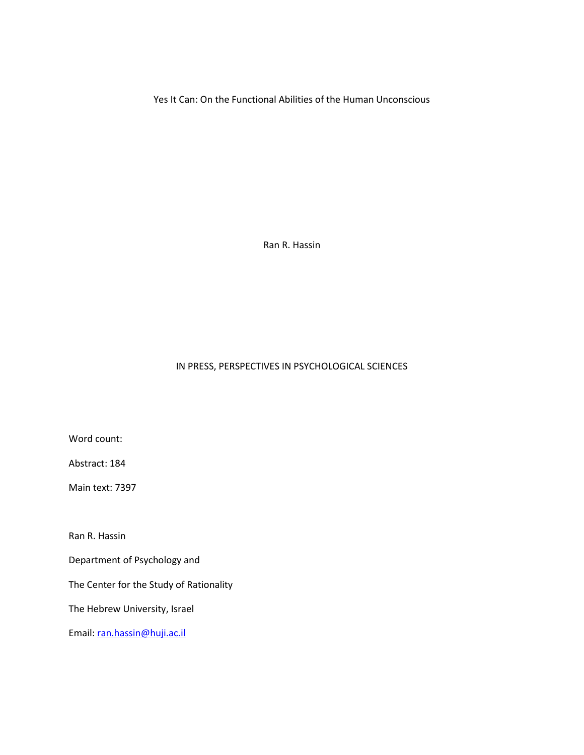# Yes It Can: On the Functional Abilities of the Human Unconscious

Ran R. Hassin

IN PRESS, PERSPECTIVES IN PSYCHOLOGICAL SCIENCES

Word count:

Abstract: 184

Main text: 7397

Ran R. Hassin

Department of Psychology and

The Center for the Study of Rationality

The Hebrew University, Israel

Email: ran.hassin@huji.ac.il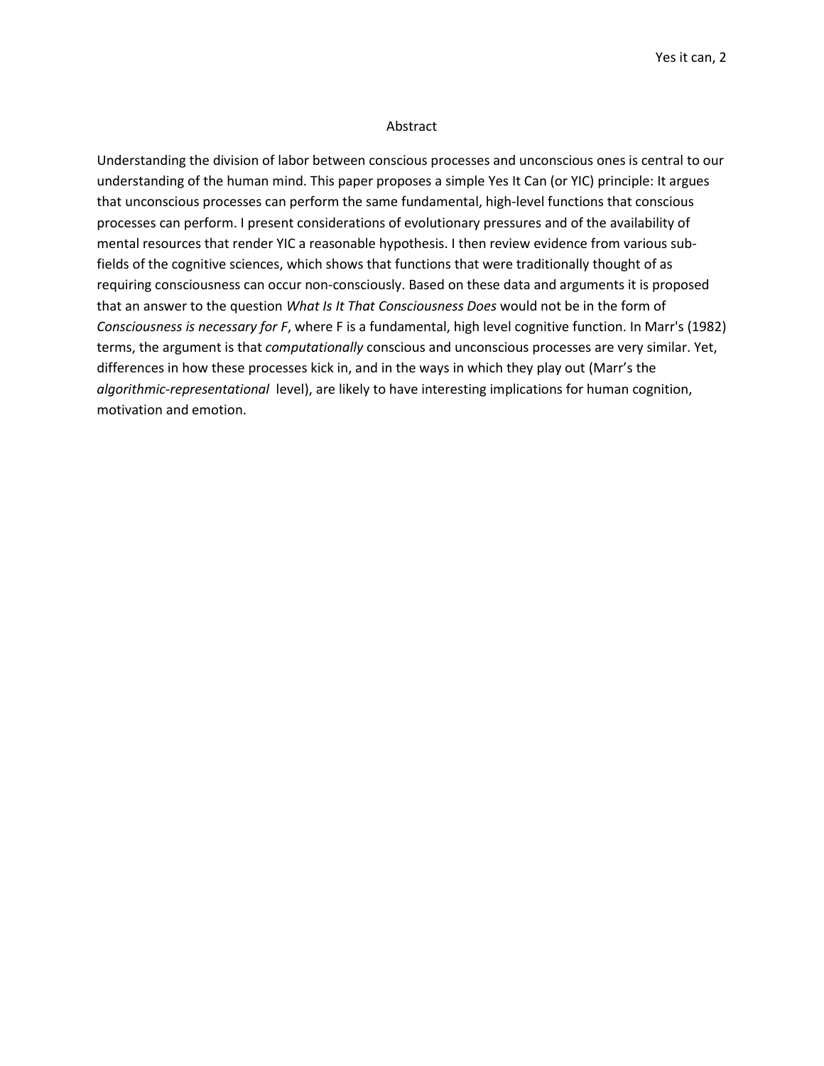## Abstract

Understanding the division of labor between conscious processes and unconscious ones is central to our understanding of the human mind. This paper proposes a simple Yes It Can (or YIC) principle: It argues that unconscious processes can perform the same fundamental, high-level functions that conscious processes can perform. I present considerations of evolutionary pressures and of the availability of mental resources that render YIC a reasonable hypothesis. I then review evidence from various sub-fields of the cognitive sciences, which shows that functions that were traditionally thought of as requiring consciousness can occur non-consciously. Based on these data and arguments it is proposed that an answer to the question *What Is It That Consciousness Does* would not be in the form of *Consciousness is necessary for F*, where F is a fundamental, high level cognitive function. In Marr's (1982) terms, the argument is that *computationally* conscious and unconscious processes are very similar. Yet, differences in how these processes kick in, and in the ways in which they play out (Marr's the *algorithmic-representational* level), are likely to have interesting implications for human cognition, motivation and emotion.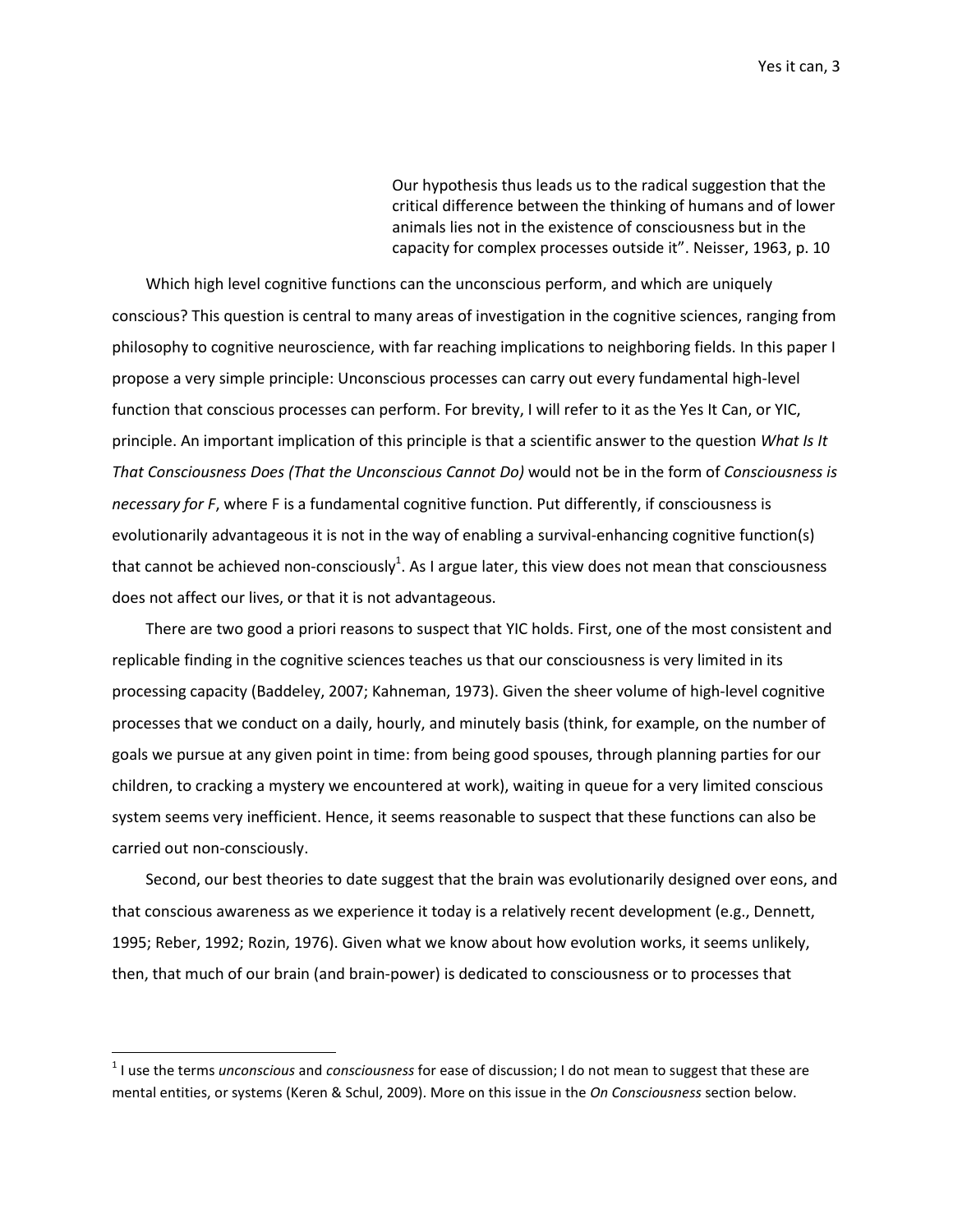> Our hypothesis thus leads us to the radical suggestion that the critical difference between the thinking of humans and of lower animals lies not in the existence of consciousness but in the capacity for complex processes outside it". Neisser, 1963, p. 10

Which high level cognitive functions can the unconscious perform, and which are uniquely conscious? This question is central to many areas of investigation in the cognitive sciences, ranging from philosophy to cognitive neuroscience, with far reaching implications to neighboring fields. In this paper I propose a very simple principle: Unconscious processes can carry out every fundamental high-level function that conscious processes can perform. For brevity, I will refer to it as the Yes It Can, or YIC, principle. An important implication of this principle is that a scientific answer to the question *What Is It That Consciousness Does (That the Unconscious Cannot Do)* would not be in the form of *Consciousness is necessary for F*, where F is a fundamental cognitive function. Put differently, if consciousness is evolutionarily advantageous it is not in the way of enabling a survival-enhancing cognitive function(s) that cannot be achieved non-consciously[1]. As I argue later, this view does not mean that consciousness does not affect our lives, or that it is not advantageous.

There are two good a priori reasons to suspect that YIC holds. First, one of the most consistent and replicable finding in the cognitive sciences teaches us that our consciousness is very limited in its processing capacity (Baddeley, 2007; Kahneman, 1973). Given the sheer volume of high-level cognitive processes that we conduct on a daily, hourly, and minutely basis (think, for example, on the number of goals we pursue at any given point in time: from being good spouses, through planning parties for our children, to cracking a mystery we encountered at work), waiting in queue for a very limited conscious system seems very inefficient. Hence, it seems reasonable to suspect that these functions can also be carried out non-consciously.

Second, our best theories to date suggest that the brain was evolutionarily designed over eons, and that conscious awareness as we experience it today is a relatively recent development (e.g., Dennett, 1995; Reber, 1992; Rozin, 1976). Given what we know about how evolution works, it seems unlikely, then, that much of our brain (and brain-power) is dedicated to consciousness or to processes that

[1] I use the terms *unconscious* and *consciousness* for ease of discussion; I do not mean to suggest that these are mental entities, or systems (Keren & Schul, 2009). More on this issue in the *On Consciousness* section below.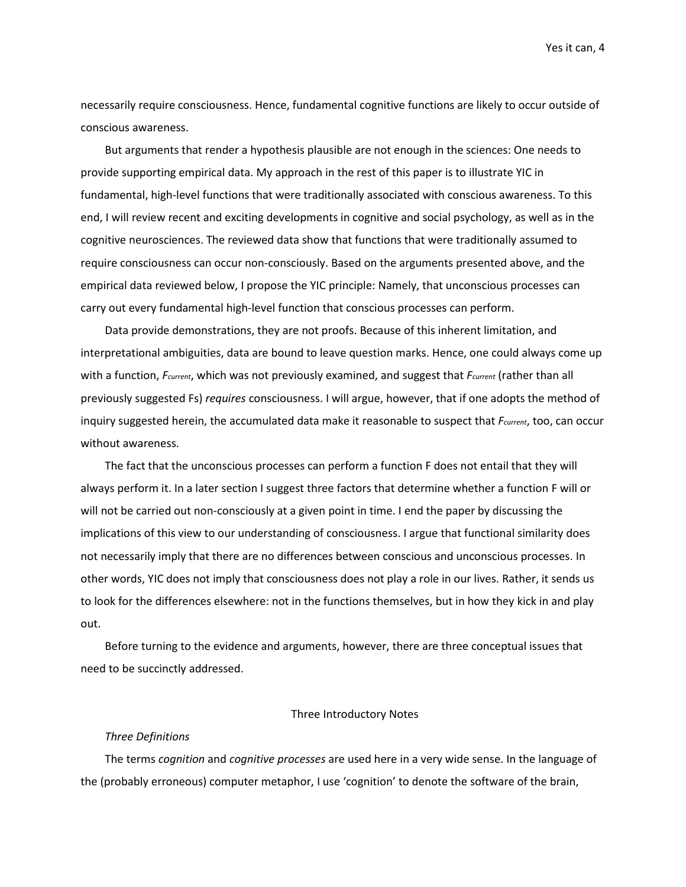necessarily require consciousness. Hence, fundamental cognitive functions are likely to occur outside of conscious awareness.

But arguments that render a hypothesis plausible are not enough in the sciences: One needs to provide supporting empirical data. My approach in the rest of this paper is to illustrate YIC in fundamental, high-level functions that were traditionally associated with conscious awareness. To this end, I will review recent and exciting developments in cognitive and social psychology, as well as in the cognitive neurosciences. The reviewed data show that functions that were traditionally assumed to require consciousness can occur non-consciously. Based on the arguments presented above, and the empirical data reviewed below, I propose the YIC principle: Namely, that unconscious processes can carry out every fundamental high-level function that conscious processes can perform.

Data provide demonstrations, they are not proofs. Because of this inherent limitation, and interpretational ambiguities, data are bound to leave question marks. Hence, one could always come up with a function, $F_{current}$, which was not previously examined, and suggest that $F_{current}$ (rather than all previously suggested Fs) *requires* consciousness. I will argue, however, that if one adopts the method of inquiry suggested herein, the accumulated data make it reasonable to suspect that $F_{current}$, too, can occur without awareness.

The fact that the unconscious processes can perform a function F does not entail that they will always perform it. In a later section I suggest three factors that determine whether a function F will or will not be carried out non-consciously at a given point in time. I end the paper by discussing the implications of this view to our understanding of consciousness. I argue that functional similarity does not necessarily imply that there are no differences between conscious and unconscious processes. In other words, YIC does not imply that consciousness does not play a role in our lives. Rather, it sends us to look for the differences elsewhere: not in the functions themselves, but in how they kick in and play out.

Before turning to the evidence and arguments, however, there are three conceptual issues that need to be succinctly addressed.

## Three Introductory Notes

### *Three Definitions*

The terms *cognition* and *cognitive processes* are used here in a very wide sense. In the language of the (probably erroneous) computer metaphor, I use 'cognition' to denote the software of the brain,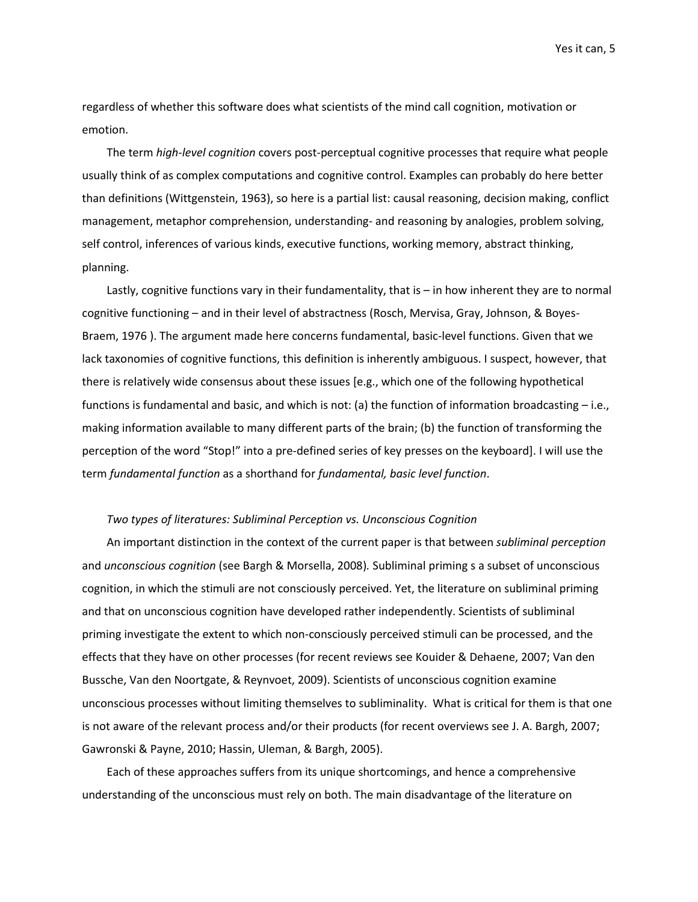regardless of whether this software does what scientists of the mind call cognition, motivation or emotion.

The term *high-level cognition* covers post-perceptual cognitive processes that require what people usually think of as complex computations and cognitive control. Examples can probably do here better than definitions (Wittgenstein, 1963), so here is a partial list: causal reasoning, decision making, conflict management, metaphor comprehension, understanding- and reasoning by analogies, problem solving, self control, inferences of various kinds, executive functions, working memory, abstract thinking, planning.

Lastly, cognitive functions vary in their fundamentality, that is – in how inherent they are to normal cognitive functioning – and in their level of abstractness (Rosch, Mervisa, Gray, Johnson, & Boyes-Braem, 1976 ). The argument made here concerns fundamental, basic-level functions. Given that we lack taxonomies of cognitive functions, this definition is inherently ambiguous. I suspect, however, that there is relatively wide consensus about these issues [e.g., which one of the following hypothetical functions is fundamental and basic, and which is not: (a) the function of information broadcasting – i.e., making information available to many different parts of the brain; (b) the function of transforming the perception of the word "Stop!" into a pre-defined series of key presses on the keyboard]. I will use the term *fundamental function* as a shorthand for *fundamental, basic level function*.

### *Two types of literatures: Subliminal Perception vs. Unconscious Cognition*

An important distinction in the context of the current paper is that between *subliminal perception* and *unconscious cognition* (see Bargh & Morsella, 2008). Subliminal priming s a subset of unconscious cognition, in which the stimuli are not consciously perceived. Yet, the literature on subliminal priming and that on unconscious cognition have developed rather independently. Scientists of subliminal priming investigate the extent to which non-consciously perceived stimuli can be processed, and the effects that they have on other processes (for recent reviews see Kouider & Dehaene, 2007; Van den Bussche, Van den Noortgate, & Reynvoet, 2009). Scientists of unconscious cognition examine unconscious processes without limiting themselves to subliminality. What is critical for them is that one is not aware of the relevant process and/or their products (for recent overviews see J. A. Bargh, 2007; Gawronski & Payne, 2010; Hassin, Uleman, & Bargh, 2005).

Each of these approaches suffers from its unique shortcomings, and hence a comprehensive understanding of the unconscious must rely on both. The main disadvantage of the literature on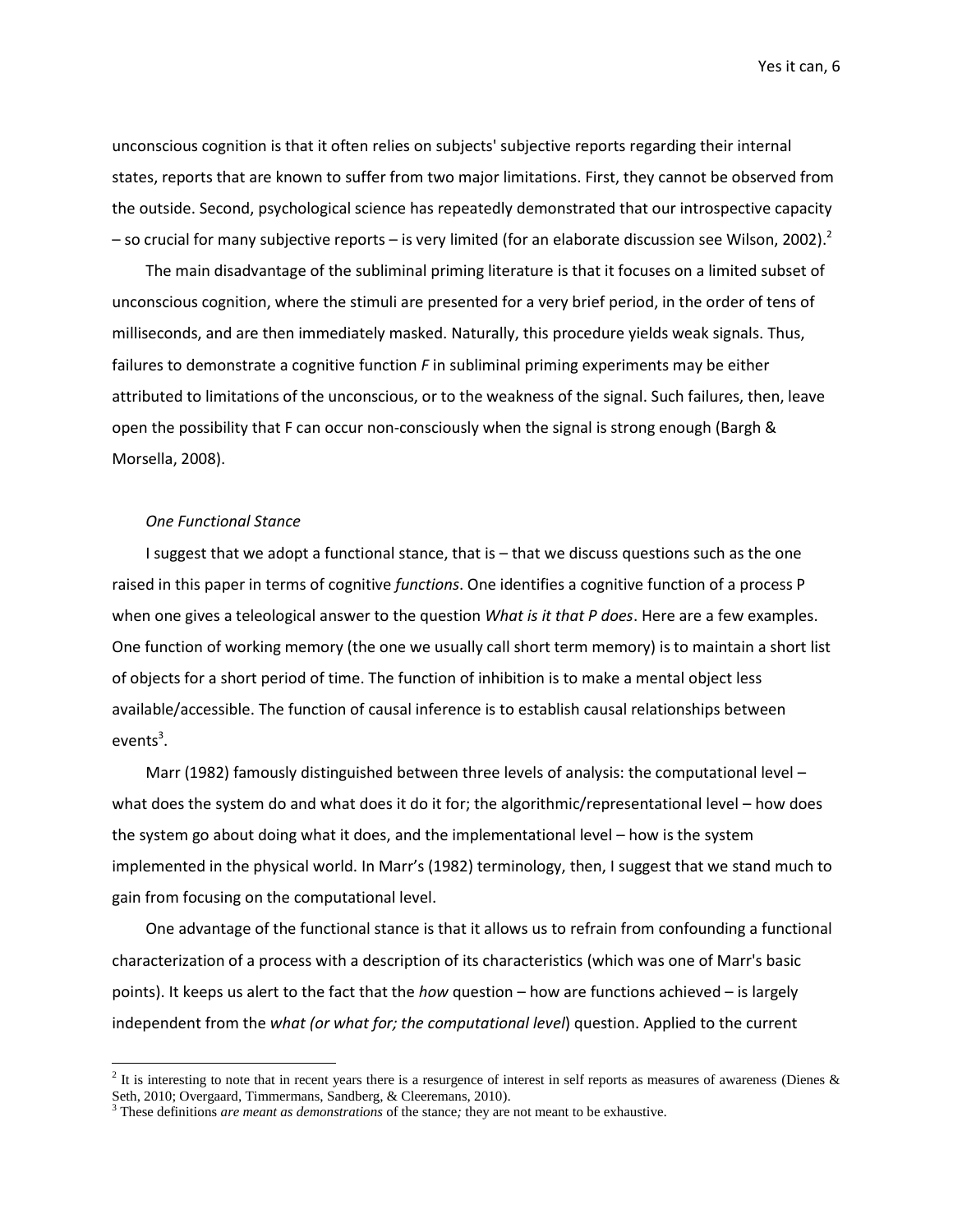unconscious cognition is that it often relies on subjects' subjective reports regarding their internal states, reports that are known to suffer from two major limitations. First, they cannot be observed from the outside. Second, psychological science has repeatedly demonstrated that our introspective capacity – so crucial for many subjective reports – is very limited (for an elaborate discussion see Wilson, 2002).[2]

The main disadvantage of the subliminal priming literature is that it focuses on a limited subset of unconscious cognition, where the stimuli are presented for a very brief period, in the order of tens of milliseconds, and are then immediately masked. Naturally, this procedure yields weak signals. Thus, failures to demonstrate a cognitive function *F* in subliminal priming experiments may be either attributed to limitations of the unconscious, or to the weakness of the signal. Such failures, then, leave open the possibility that F can occur non-consciously when the signal is strong enough (Bargh & Morsella, 2008).

### *One Functional Stance*

I suggest that we adopt a functional stance, that is – that we discuss questions such as the one raised in this paper in terms of cognitive *functions*. One identifies a cognitive function of a process P when one gives a teleological answer to the question *What is it that P does*. Here are a few examples. One function of working memory (the one we usually call short term memory) is to maintain a short list of objects for a short period of time. The function of inhibition is to make a mental object less available/accessible. The function of causal inference is to establish causal relationships between events[3].

Marr (1982) famously distinguished between three levels of analysis: the computational level – what does the system do and what does it do it for; the algorithmic/representational level – how does the system go about doing what it does, and the implementational level – how is the system implemented in the physical world. In Marr's (1982) terminology, then, I suggest that we stand much to gain from focusing on the computational level.

One advantage of the functional stance is that it allows us to refrain from confounding a functional characterization of a process with a description of its characteristics (which was one of Marr's basic points). It keeps us alert to the fact that the *how* question – how are functions achieved – is largely independent from the *what (or what for; the computational level*) question. Applied to the current

---

[2] It is interesting to note that in recent years there is a resurgence of interest in self reports as measures of awareness (Dienes & Seth, 2010; Overgaard, Timmermans, Sandberg, & Cleeremans, 2010).

[3] These definitions *are meant as demonstrations* of the stance*;* they are not meant to be exhaustive.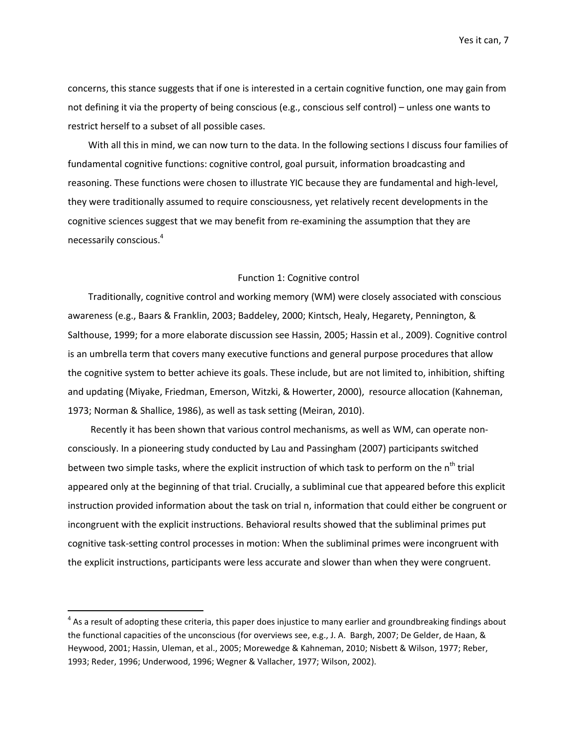concerns, this stance suggests that if one is interested in a certain cognitive function, one may gain from not defining it via the property of being conscious (e.g., conscious self control) – unless one wants to restrict herself to a subset of all possible cases.

With all this in mind, we can now turn to the data. In the following sections I discuss four families of fundamental cognitive functions: cognitive control, goal pursuit, information broadcasting and reasoning. These functions were chosen to illustrate YIC because they are fundamental and high-level, they were traditionally assumed to require consciousness, yet relatively recent developments in the cognitive sciences suggest that we may benefit from re-examining the assumption that they are necessarily conscious.[4]

## Function 1: Cognitive control

Traditionally, cognitive control and working memory (WM) were closely associated with conscious awareness (e.g., Baars & Franklin, 2003; Baddeley, 2000; Kintsch, Healy, Hegarety, Pennington, & Salthouse, 1999; for a more elaborate discussion see Hassin, 2005; Hassin et al., 2009). Cognitive control is an umbrella term that covers many executive functions and general purpose procedures that allow the cognitive system to better achieve its goals. These include, but are not limited to, inhibition, shifting and updating (Miyake, Friedman, Emerson, Witzki, & Howerter, 2000), resource allocation (Kahneman, 1973; Norman & Shallice, 1986), as well as task setting (Meiran, 2010).

Recently it has been shown that various control mechanisms, as well as WM, can operate non-consciously. In a pioneering study conducted by Lau and Passingham (2007) participants switched between two simple tasks, where the explicit instruction of which task to perform on the $n^{th}$ trial appeared only at the beginning of that trial. Crucially, a subliminal cue that appeared before this explicit instruction provided information about the task on trial n, information that could either be congruent or incongruent with the explicit instructions. Behavioral results showed that the subliminal primes put cognitive task-setting control processes in motion: When the subliminal primes were incongruent with the explicit instructions, participants were less accurate and slower than when they were congruent.

---

[4] As a result of adopting these criteria, this paper does injustice to many earlier and groundbreaking findings about the functional capacities of the unconscious (for overviews see, e.g., J. A. Bargh, 2007; De Gelder, de Haan, & Heywood, 2001; Hassin, Uleman, et al., 2005; Morewedge & Kahneman, 2010; Nisbett & Wilson, 1977; Reber, 1993; Reder, 1996; Underwood, 1996; Wegner & Vallacher, 1977; Wilson, 2002).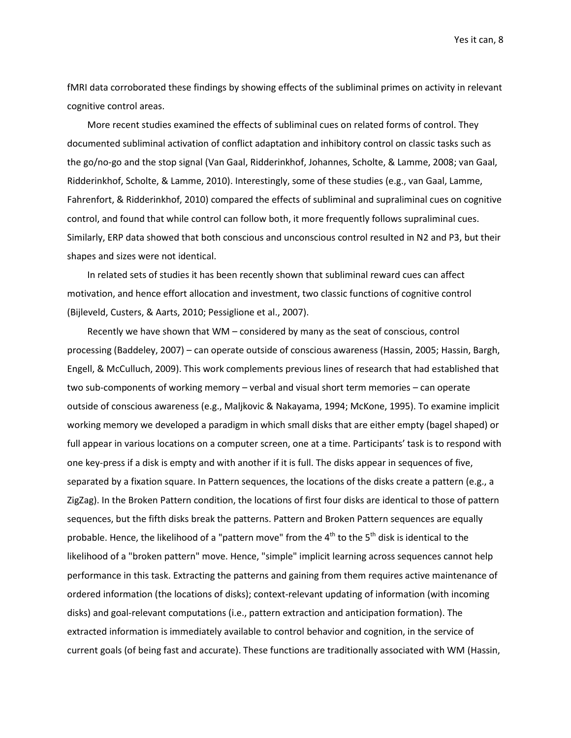fMRI data corroborated these findings by showing effects of the subliminal primes on activity in relevant cognitive control areas.

More recent studies examined the effects of subliminal cues on related forms of control. They documented subliminal activation of conflict adaptation and inhibitory control on classic tasks such as the go/no-go and the stop signal (Van Gaal, Ridderinkhof, Johannes, Scholte, & Lamme, 2008; van Gaal, Ridderinkhof, Scholte, & Lamme, 2010). Interestingly, some of these studies (e.g., van Gaal, Lamme, Fahrenfort, & Ridderinkhof, 2010) compared the effects of subliminal and supraliminal cues on cognitive control, and found that while control can follow both, it more frequently follows supraliminal cues. Similarly, ERP data showed that both conscious and unconscious control resulted in N2 and P3, but their shapes and sizes were not identical.

In related sets of studies it has been recently shown that subliminal reward cues can affect motivation, and hence effort allocation and investment, two classic functions of cognitive control (Bijleveld, Custers, & Aarts, 2010; Pessiglione et al., 2007).

Recently we have shown that WM – considered by many as the seat of conscious, control processing (Baddeley, 2007) – can operate outside of conscious awareness (Hassin, 2005; Hassin, Bargh, Engell, & McCulluch, 2009). This work complements previous lines of research that had established that two sub-components of working memory – verbal and visual short term memories – can operate outside of conscious awareness (e.g., Maljkovic & Nakayama, 1994; McKone, 1995). To examine implicit working memory we developed a paradigm in which small disks that are either empty (bagel shaped) or full appear in various locations on a computer screen, one at a time. Participants' task is to respond with one key-press if a disk is empty and with another if it is full. The disks appear in sequences of five, separated by a fixation square. In Pattern sequences, the locations of the disks create a pattern (e.g., a ZigZag). In the Broken Pattern condition, the locations of first four disks are identical to those of pattern sequences, but the fifth disks break the patterns. Pattern and Broken Pattern sequences are equally probable. Hence, the likelihood of a "pattern move" from the 4$^{th}$ to the 5$^{th}$ disk is identical to the likelihood of a "broken pattern" move. Hence, "simple" implicit learning across sequences cannot help performance in this task. Extracting the patterns and gaining from them requires active maintenance of ordered information (the locations of disks); context-relevant updating of information (with incoming disks) and goal-relevant computations (i.e., pattern extraction and anticipation formation). The extracted information is immediately available to control behavior and cognition, in the service of current goals (of being fast and accurate). These functions are traditionally associated with WM (Hassin,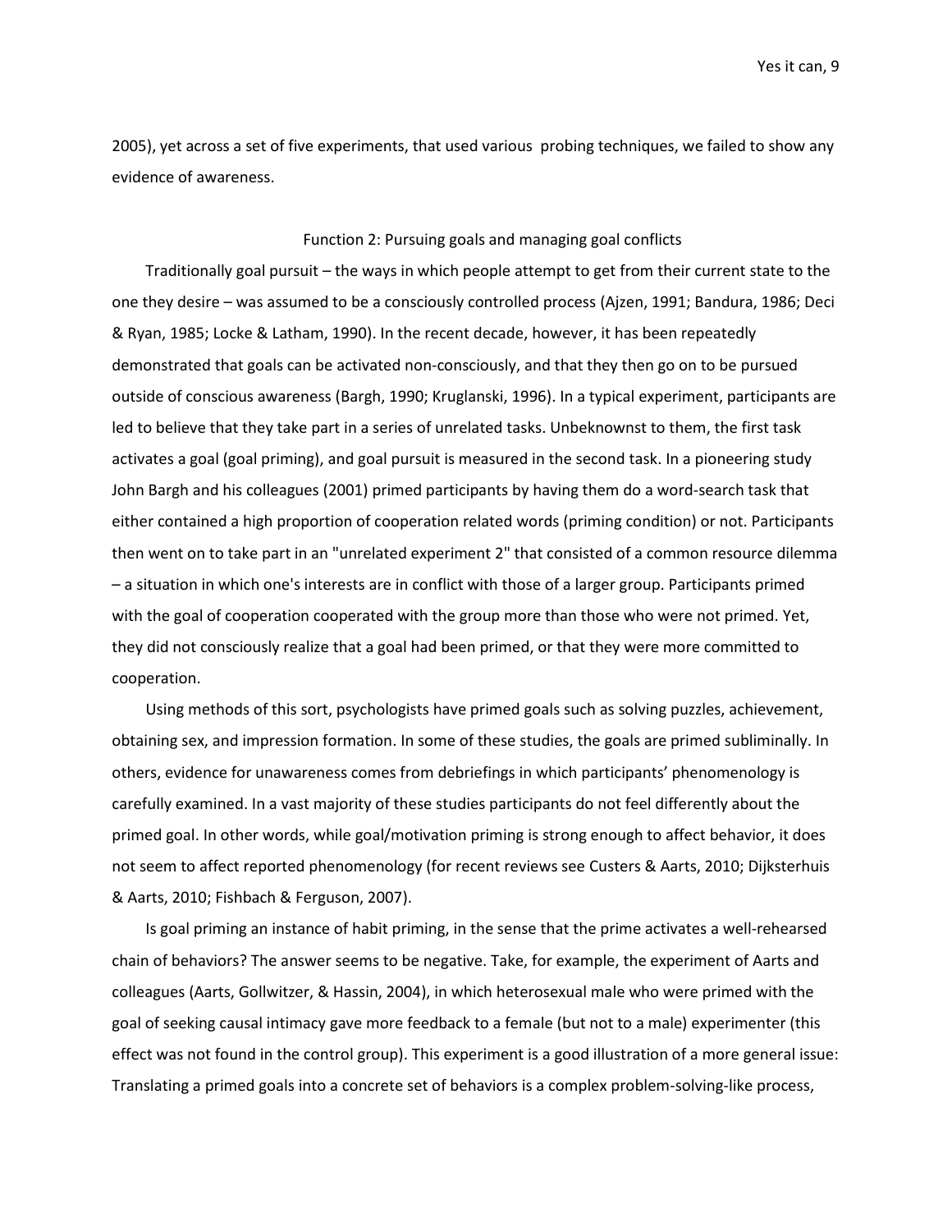2005), yet across a set of five experiments, that used various probing techniques, we failed to show any evidence of awareness.

## Function 2: Pursuing goals and managing goal conflicts

Traditionally goal pursuit – the ways in which people attempt to get from their current state to the one they desire – was assumed to be a consciously controlled process (Ajzen, 1991; Bandura, 1986; Deci & Ryan, 1985; Locke & Latham, 1990). In the recent decade, however, it has been repeatedly demonstrated that goals can be activated non-consciously, and that they then go on to be pursued outside of conscious awareness (Bargh, 1990; Kruglanski, 1996). In a typical experiment, participants are led to believe that they take part in a series of unrelated tasks. Unbeknownst to them, the first task activates a goal (goal priming), and goal pursuit is measured in the second task. In a pioneering study John Bargh and his colleagues (2001) primed participants by having them do a word-search task that either contained a high proportion of cooperation related words (priming condition) or not. Participants then went on to take part in an "unrelated experiment 2" that consisted of a common resource dilemma – a situation in which one's interests are in conflict with those of a larger group. Participants primed with the goal of cooperation cooperated with the group more than those who were not primed. Yet, they did not consciously realize that a goal had been primed, or that they were more committed to cooperation.

Using methods of this sort, psychologists have primed goals such as solving puzzles, achievement, obtaining sex, and impression formation. In some of these studies, the goals are primed subliminally. In others, evidence for unawareness comes from debriefings in which participants' phenomenology is carefully examined. In a vast majority of these studies participants do not feel differently about the primed goal. In other words, while goal/motivation priming is strong enough to affect behavior, it does not seem to affect reported phenomenology (for recent reviews see Custers & Aarts, 2010; Dijksterhuis & Aarts, 2010; Fishbach & Ferguson, 2007).

Is goal priming an instance of habit priming, in the sense that the prime activates a well-rehearsed chain of behaviors? The answer seems to be negative. Take, for example, the experiment of Aarts and colleagues (Aarts, Gollwitzer, & Hassin, 2004), in which heterosexual male who were primed with the goal of seeking causal intimacy gave more feedback to a female (but not to a male) experimenter (this effect was not found in the control group). This experiment is a good illustration of a more general issue: Translating a primed goals into a concrete set of behaviors is a complex problem-solving-like process,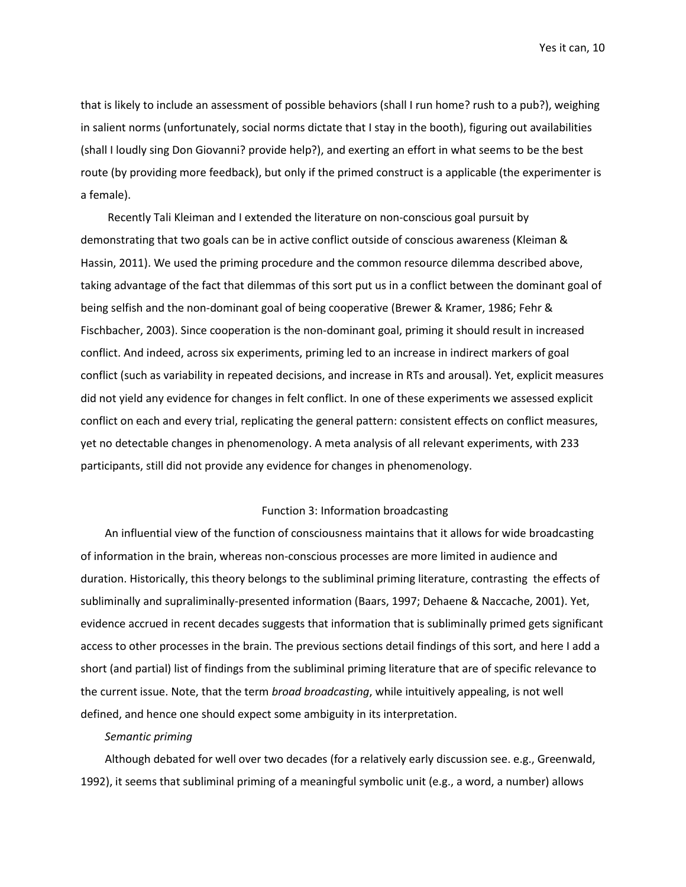that is likely to include an assessment of possible behaviors (shall I run home? rush to a pub?), weighing in salient norms (unfortunately, social norms dictate that I stay in the booth), figuring out availabilities (shall I loudly sing Don Giovanni? provide help?), and exerting an effort in what seems to be the best route (by providing more feedback), but only if the primed construct is a applicable (the experimenter is a female).

Recently Tali Kleiman and I extended the literature on non-conscious goal pursuit by demonstrating that two goals can be in active conflict outside of conscious awareness (Kleiman & Hassin, 2011). We used the priming procedure and the common resource dilemma described above, taking advantage of the fact that dilemmas of this sort put us in a conflict between the dominant goal of being selfish and the non-dominant goal of being cooperative (Brewer & Kramer, 1986; Fehr & Fischbacher, 2003). Since cooperation is the non-dominant goal, priming it should result in increased conflict. And indeed, across six experiments, priming led to an increase in indirect markers of goal conflict (such as variability in repeated decisions, and increase in RTs and arousal). Yet, explicit measures did not yield any evidence for changes in felt conflict. In one of these experiments we assessed explicit conflict on each and every trial, replicating the general pattern: consistent effects on conflict measures, yet no detectable changes in phenomenology. A meta analysis of all relevant experiments, with 233 participants, still did not provide any evidence for changes in phenomenology.

## Function 3: Information broadcasting

An influential view of the function of consciousness maintains that it allows for wide broadcasting of information in the brain, whereas non-conscious processes are more limited in audience and duration. Historically, this theory belongs to the subliminal priming literature, contrasting the effects of subliminally and supraliminally-presented information (Baars, 1997; Dehaene & Naccache, 2001). Yet, evidence accrued in recent decades suggests that information that is subliminally primed gets significant access to other processes in the brain. The previous sections detail findings of this sort, and here I add a short (and partial) list of findings from the subliminal priming literature that are of specific relevance to the current issue. Note, that the term *broad broadcasting*, while intuitively appealing, is not well defined, and hence one should expect some ambiguity in its interpretation.

*Semantic priming*

Although debated for well over two decades (for a relatively early discussion see. e.g., Greenwald, 1992), it seems that subliminal priming of a meaningful symbolic unit (e.g., a word, a number) allows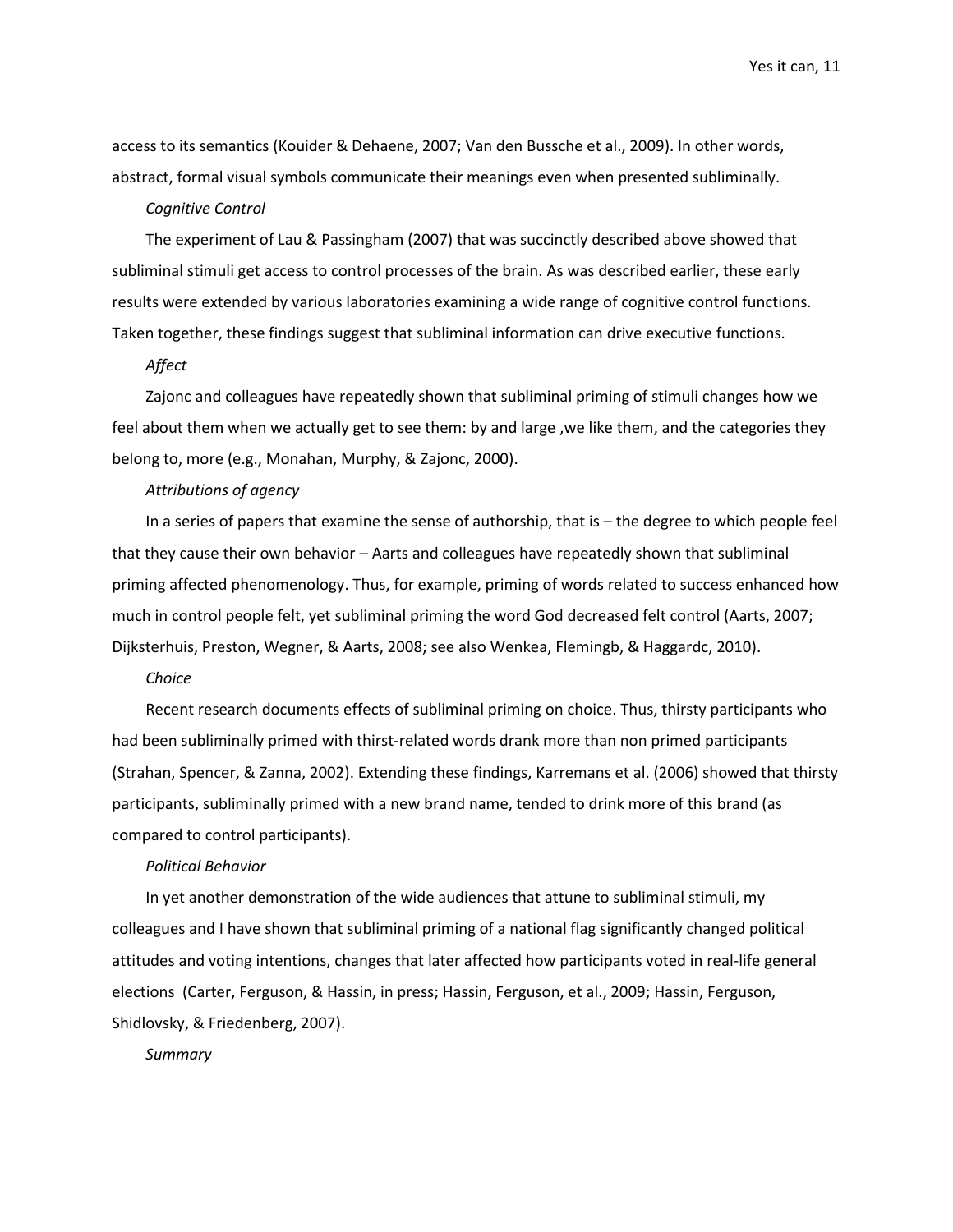access to its semantics (Kouider & Dehaene, 2007; Van den Bussche et al., 2009). In other words, abstract, formal visual symbols communicate their meanings even when presented subliminally.

*Cognitive Control*

The experiment of Lau & Passingham (2007) that was succinctly described above showed that subliminal stimuli get access to control processes of the brain. As was described earlier, these early results were extended by various laboratories examining a wide range of cognitive control functions. Taken together, these findings suggest that subliminal information can drive executive functions.

*Affect*

Zajonc and colleagues have repeatedly shown that subliminal priming of stimuli changes how we feel about them when we actually get to see them: by and large ,we like them, and the categories they belong to, more (e.g., Monahan, Murphy, & Zajonc, 2000).

*Attributions of agency*

In a series of papers that examine the sense of authorship, that is – the degree to which people feel that they cause their own behavior – Aarts and colleagues have repeatedly shown that subliminal priming affected phenomenology. Thus, for example, priming of words related to success enhanced how much in control people felt, yet subliminal priming the word God decreased felt control (Aarts, 2007; Dijksterhuis, Preston, Wegner, & Aarts, 2008; see also Wenkea, Flemingb, & Haggardc, 2010).

*Choice*

Recent research documents effects of subliminal priming on choice. Thus, thirsty participants who had been subliminally primed with thirst-related words drank more than non primed participants (Strahan, Spencer, & Zanna, 2002). Extending these findings, Karremans et al. (2006) showed that thirsty participants, subliminally primed with a new brand name, tended to drink more of this brand (as compared to control participants).

*Political Behavior*

In yet another demonstration of the wide audiences that attune to subliminal stimuli, my colleagues and I have shown that subliminal priming of a national flag significantly changed political attitudes and voting intentions, changes that later affected how participants voted in real-life general elections (Carter, Ferguson, & Hassin, in press; Hassin, Ferguson, et al., 2009; Hassin, Ferguson, Shidlovsky, & Friedenberg, 2007).

*Summary*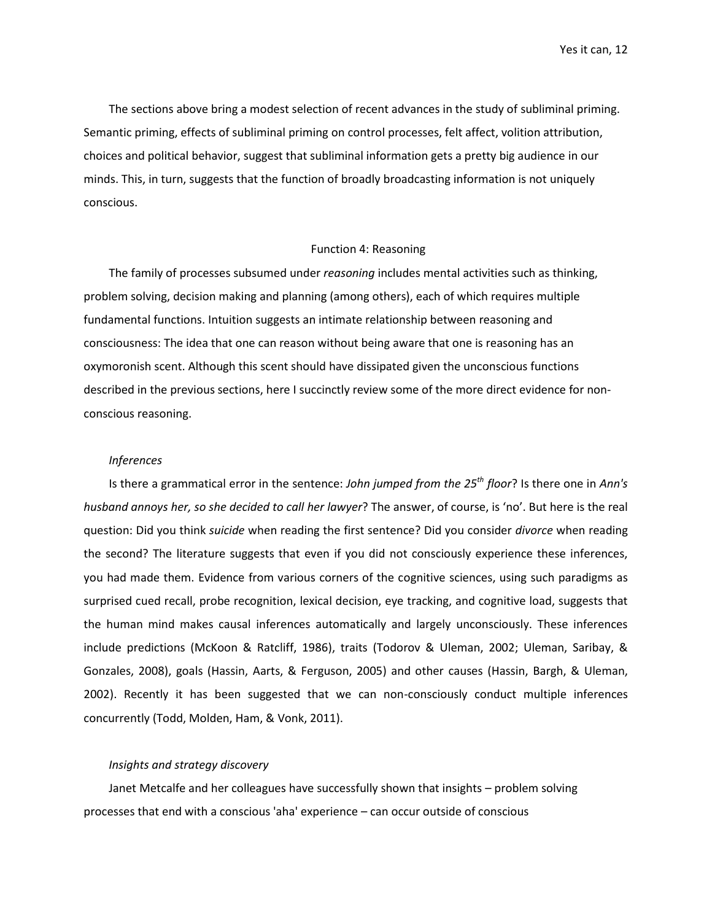The sections above bring a modest selection of recent advances in the study of subliminal priming. Semantic priming, effects of subliminal priming on control processes, felt affect, volition attribution, choices and political behavior, suggest that subliminal information gets a pretty big audience in our minds. This, in turn, suggests that the function of broadly broadcasting information is not uniquely conscious.

## Function 4: Reasoning

The family of processes subsumed under *reasoning* includes mental activities such as thinking, problem solving, decision making and planning (among others), each of which requires multiple fundamental functions. Intuition suggests an intimate relationship between reasoning and consciousness: The idea that one can reason without being aware that one is reasoning has an oxymoronish scent. Although this scent should have dissipated given the unconscious functions described in the previous sections, here I succinctly review some of the more direct evidence for non-conscious reasoning.

### *Inferences*

Is there a grammatical error in the sentence: *John jumped from the 25th floor*? Is there one in *Ann's husband annoys her, so she decided to call her lawyer*? The answer, of course, is 'no'. But here is the real question: Did you think *suicide* when reading the first sentence? Did you consider *divorce* when reading the second? The literature suggests that even if you did not consciously experience these inferences, you had made them. Evidence from various corners of the cognitive sciences, using such paradigms as surprised cued recall, probe recognition, lexical decision, eye tracking, and cognitive load, suggests that the human mind makes causal inferences automatically and largely unconsciously. These inferences include predictions (McKoon & Ratcliff, 1986), traits (Todorov & Uleman, 2002; Uleman, Saribay, & Gonzales, 2008), goals (Hassin, Aarts, & Ferguson, 2005) and other causes (Hassin, Bargh, & Uleman, 2002). Recently it has been suggested that we can non-consciously conduct multiple inferences concurrently (Todd, Molden, Ham, & Vonk, 2011).

### *Insights and strategy discovery*

Janet Metcalfe and her colleagues have successfully shown that insights – problem solving processes that end with a conscious 'aha' experience – can occur outside of conscious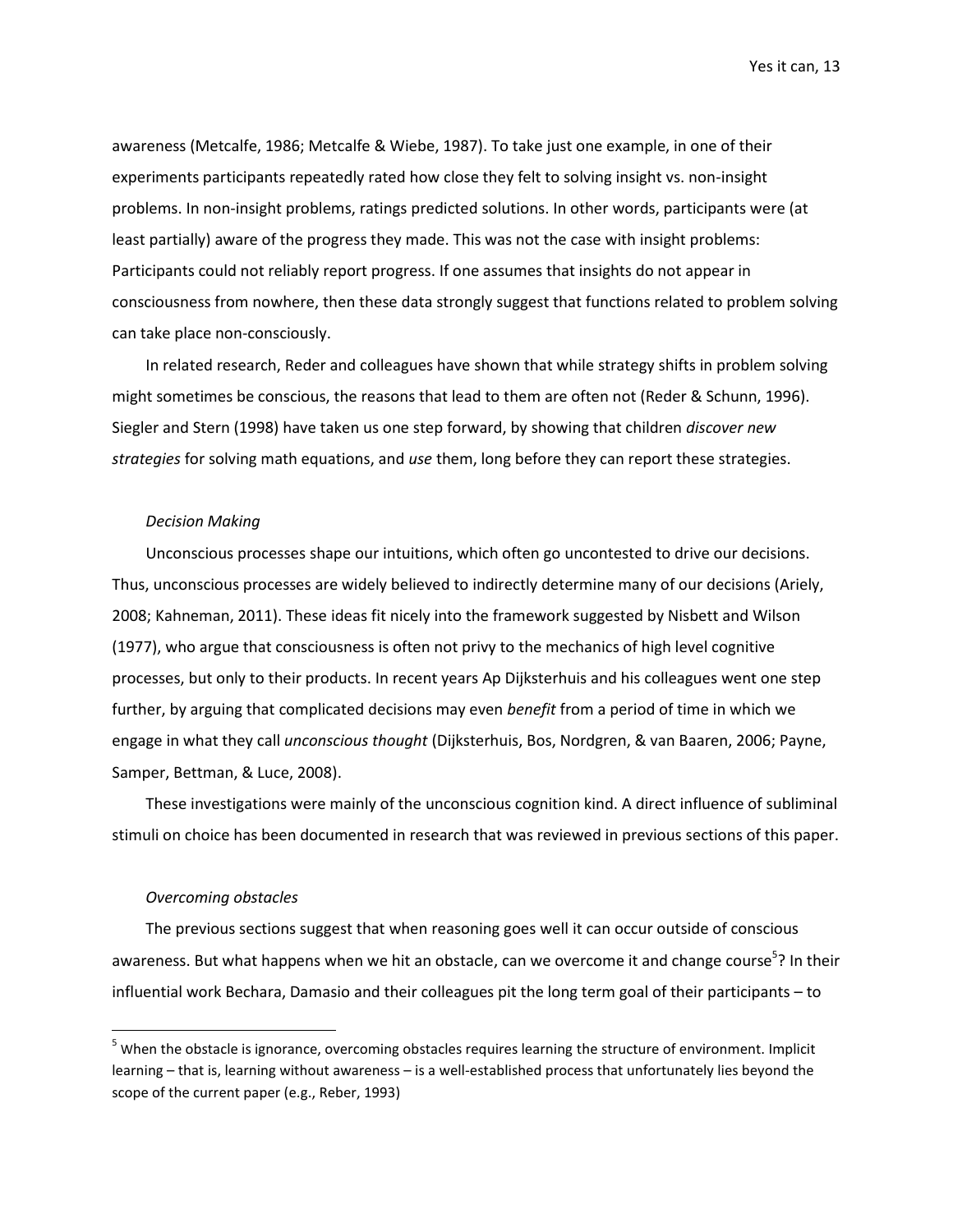awareness (Metcalfe, 1986; Metcalfe & Wiebe, 1987). To take just one example, in one of their experiments participants repeatedly rated how close they felt to solving insight vs. non-insight problems. In non-insight problems, ratings predicted solutions. In other words, participants were (at least partially) aware of the progress they made. This was not the case with insight problems: Participants could not reliably report progress. If one assumes that insights do not appear in consciousness from nowhere, then these data strongly suggest that functions related to problem solving can take place non-consciously.

In related research, Reder and colleagues have shown that while strategy shifts in problem solving might sometimes be conscious, the reasons that lead to them are often not (Reder & Schunn, 1996). Siegler and Stern (1998) have taken us one step forward, by showing that children *discover new strategies* for solving math equations, and *use* them, long before they can report these strategies.

### *Decision Making*

Unconscious processes shape our intuitions, which often go uncontested to drive our decisions. Thus, unconscious processes are widely believed to indirectly determine many of our decisions (Ariely, 2008; Kahneman, 2011). These ideas fit nicely into the framework suggested by Nisbett and Wilson (1977), who argue that consciousness is often not privy to the mechanics of high level cognitive processes, but only to their products. In recent years Ap Dijksterhuis and his colleagues went one step further, by arguing that complicated decisions may even *benefit* from a period of time in which we engage in what they call *unconscious thought* (Dijksterhuis, Bos, Nordgren, & van Baaren, 2006; Payne, Samper, Bettman, & Luce, 2008).

These investigations were mainly of the unconscious cognition kind. A direct influence of subliminal stimuli on choice has been documented in research that was reviewed in previous sections of this paper.

### *Overcoming obstacles*

The previous sections suggest that when reasoning goes well it can occur outside of conscious awareness. But what happens when we hit an obstacle, can we overcome it and change course[5]? In their influential work Bechara, Damasio and their colleagues pit the long term goal of their participants – to

[5] When the obstacle is ignorance, overcoming obstacles requires learning the structure of environment. Implicit learning – that is, learning without awareness – is a well-established process that unfortunately lies beyond the scope of the current paper (e.g., Reber, 1993)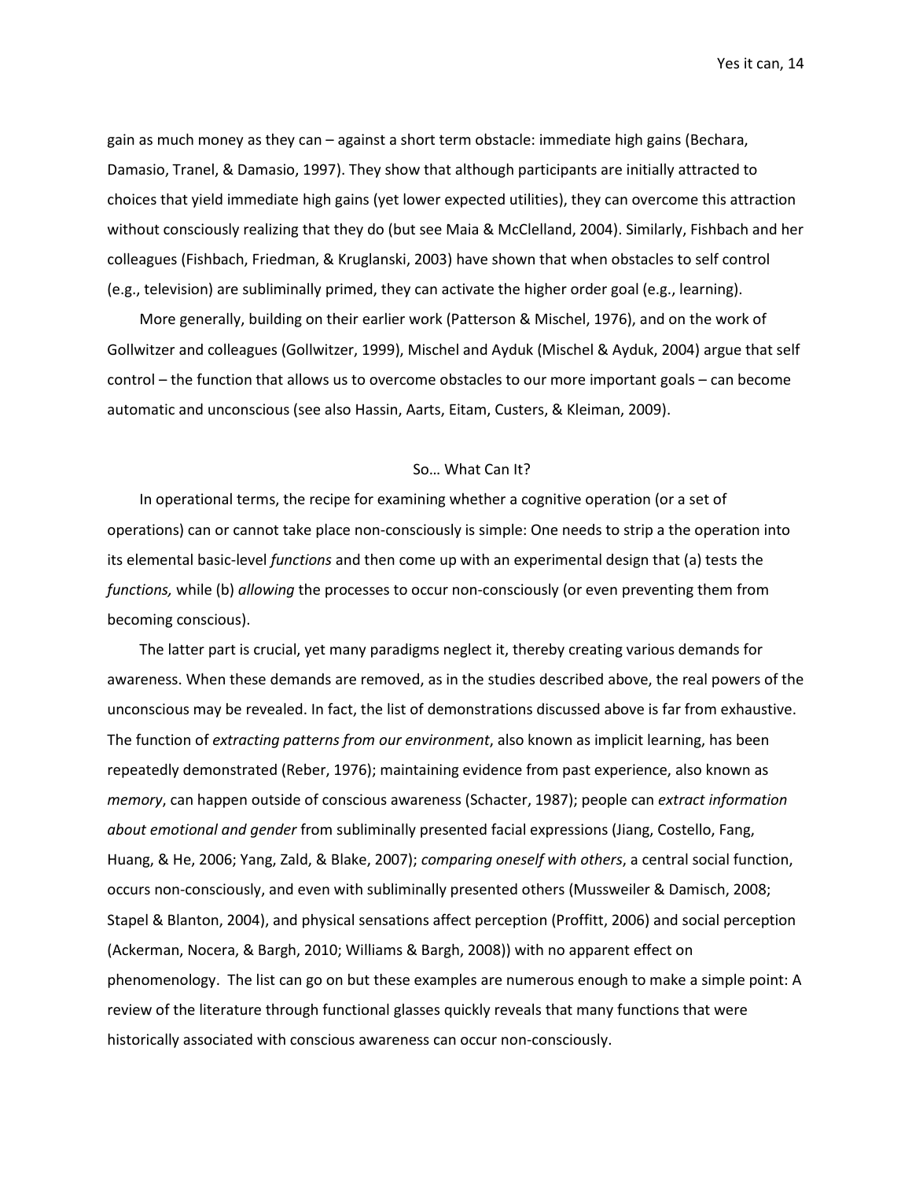gain as much money as they can – against a short term obstacle: immediate high gains (Bechara, Damasio, Tranel, & Damasio, 1997). They show that although participants are initially attracted to choices that yield immediate high gains (yet lower expected utilities), they can overcome this attraction without consciously realizing that they do (but see Maia & McClelland, 2004). Similarly, Fishbach and her colleagues (Fishbach, Friedman, & Kruglanski, 2003) have shown that when obstacles to self control (e.g., television) are subliminally primed, they can activate the higher order goal (e.g., learning).

More generally, building on their earlier work (Patterson & Mischel, 1976), and on the work of Gollwitzer and colleagues (Gollwitzer, 1999), Mischel and Ayduk (Mischel & Ayduk, 2004) argue that self control – the function that allows us to overcome obstacles to our more important goals – can become automatic and unconscious (see also Hassin, Aarts, Eitam, Custers, & Kleiman, 2009).

## So… What Can It?

In operational terms, the recipe for examining whether a cognitive operation (or a set of operations) can or cannot take place non-consciously is simple: One needs to strip a the operation into its elemental basic-level *functions* and then come up with an experimental design that (a) tests the *functions,* while (b) *allowing* the processes to occur non-consciously (or even preventing them from becoming conscious).

The latter part is crucial, yet many paradigms neglect it, thereby creating various demands for awareness. When these demands are removed, as in the studies described above, the real powers of the unconscious may be revealed. In fact, the list of demonstrations discussed above is far from exhaustive. The function of *extracting patterns from our environment*, also known as implicit learning, has been repeatedly demonstrated (Reber, 1976); maintaining evidence from past experience, also known as *memory*, can happen outside of conscious awareness (Schacter, 1987); people can *extract information about emotional and gender* from subliminally presented facial expressions (Jiang, Costello, Fang, Huang, & He, 2006; Yang, Zald, & Blake, 2007); *comparing oneself with others*, a central social function, occurs non-consciously, and even with subliminally presented others (Mussweiler & Damisch, 2008; Stapel & Blanton, 2004), and physical sensations affect perception (Proffitt, 2006) and social perception (Ackerman, Nocera, & Bargh, 2010; Williams & Bargh, 2008)) with no apparent effect on phenomenology. The list can go on but these examples are numerous enough to make a simple point: A review of the literature through functional glasses quickly reveals that many functions that were historically associated with conscious awareness can occur non-consciously.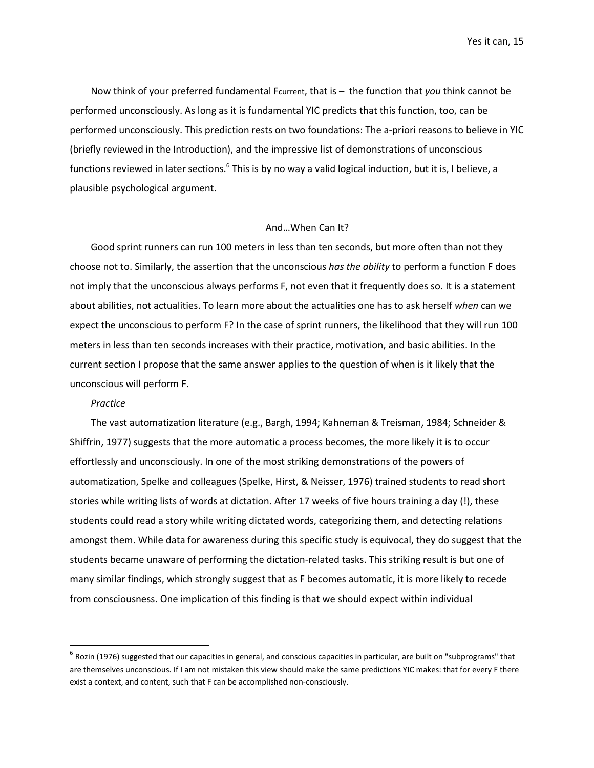Now think of your preferred fundamental $F_{current}$, that is – the function that *you* think cannot be performed unconsciously. As long as it is fundamental YIC predicts that this function, too, can be performed unconsciously. This prediction rests on two foundations: The a-priori reasons to believe in YIC (briefly reviewed in the Introduction), and the impressive list of demonstrations of unconscious functions reviewed in later sections.[6] This is by no way a valid logical induction, but it is, I believe, a plausible psychological argument.

## And…When Can It?

Good sprint runners can run 100 meters in less than ten seconds, but more often than not they choose not to. Similarly, the assertion that the unconscious *has the ability* to perform a function F does not imply that the unconscious always performs F, not even that it frequently does so. It is a statement about abilities, not actualities. To learn more about the actualities one has to ask herself *when* can we expect the unconscious to perform F? In the case of sprint runners, the likelihood that they will run 100 meters in less than ten seconds increases with their practice, motivation, and basic abilities. In the current section I propose that the same answer applies to the question of when is it likely that the unconscious will perform F.

### *Practice*

The vast automatization literature (e.g., Bargh, 1994; Kahneman & Treisman, 1984; Schneider & Shiffrin, 1977) suggests that the more automatic a process becomes, the more likely it is to occur effortlessly and unconsciously. In one of the most striking demonstrations of the powers of automatization, Spelke and colleagues (Spelke, Hirst, & Neisser, 1976) trained students to read short stories while writing lists of words at dictation. After 17 weeks of five hours training a day (!), these students could read a story while writing dictated words, categorizing them, and detecting relations amongst them. While data for awareness during this specific study is equivocal, they do suggest that the students became unaware of performing the dictation-related tasks. This striking result is but one of many similar findings, which strongly suggest that as F becomes automatic, it is more likely to recede from consciousness. One implication of this finding is that we should expect within individual

[6] Rozin (1976) suggested that our capacities in general, and conscious capacities in particular, are built on "subprograms" that are themselves unconscious. If I am not mistaken this view should make the same predictions YIC makes: that for every F there exist a context, and content, such that F can be accomplished non-consciously.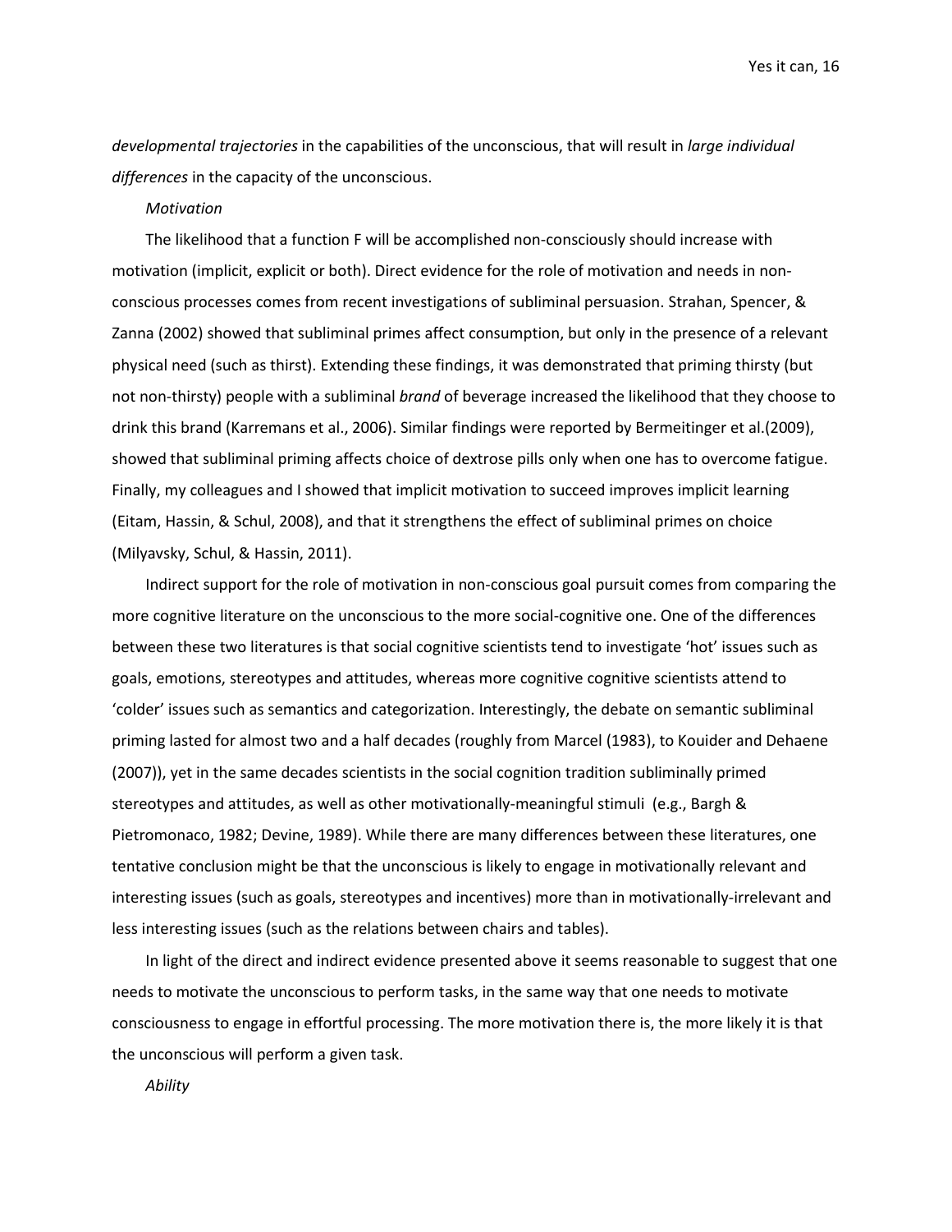*developmental trajectories* in the capabilities of the unconscious, that will result in *large individual differences* in the capacity of the unconscious.

*Motivation*

The likelihood that a function F will be accomplished non-consciously should increase with motivation (implicit, explicit or both). Direct evidence for the role of motivation and needs in non-conscious processes comes from recent investigations of subliminal persuasion. Strahan, Spencer, & Zanna (2002) showed that subliminal primes affect consumption, but only in the presence of a relevant physical need (such as thirst). Extending these findings, it was demonstrated that priming thirsty (but not non-thirsty) people with a subliminal *brand* of beverage increased the likelihood that they choose to drink this brand (Karremans et al., 2006). Similar findings were reported by Bermeitinger et al.(2009), showed that subliminal priming affects choice of dextrose pills only when one has to overcome fatigue. Finally, my colleagues and I showed that implicit motivation to succeed improves implicit learning (Eitam, Hassin, & Schul, 2008), and that it strengthens the effect of subliminal primes on choice (Milyavsky, Schul, & Hassin, 2011).

Indirect support for the role of motivation in non-conscious goal pursuit comes from comparing the more cognitive literature on the unconscious to the more social-cognitive one. One of the differences between these two literatures is that social cognitive scientists tend to investigate 'hot' issues such as goals, emotions, stereotypes and attitudes, whereas more cognitive cognitive scientists attend to 'colder' issues such as semantics and categorization. Interestingly, the debate on semantic subliminal priming lasted for almost two and a half decades (roughly from Marcel (1983), to Kouider and Dehaene (2007)), yet in the same decades scientists in the social cognition tradition subliminally primed stereotypes and attitudes, as well as other motivationally-meaningful stimuli (e.g., Bargh & Pietromonaco, 1982; Devine, 1989). While there are many differences between these literatures, one tentative conclusion might be that the unconscious is likely to engage in motivationally relevant and interesting issues (such as goals, stereotypes and incentives) more than in motivationally-irrelevant and less interesting issues (such as the relations between chairs and tables).

In light of the direct and indirect evidence presented above it seems reasonable to suggest that one needs to motivate the unconscious to perform tasks, in the same way that one needs to motivate consciousness to engage in effortful processing. The more motivation there is, the more likely it is that the unconscious will perform a given task.

*Ability*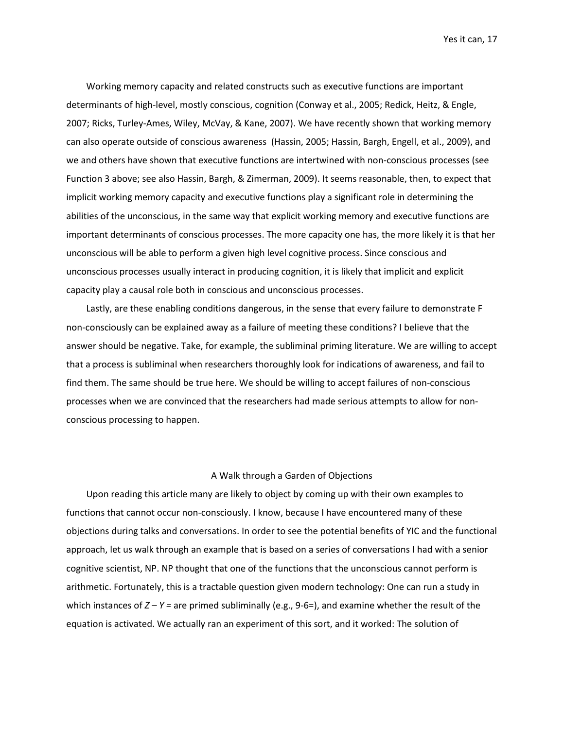Working memory capacity and related constructs such as executive functions are important determinants of high-level, mostly conscious, cognition (Conway et al., 2005; Redick, Heitz, & Engle, 2007; Ricks, Turley-Ames, Wiley, McVay, & Kane, 2007). We have recently shown that working memory can also operate outside of conscious awareness (Hassin, 2005; Hassin, Bargh, Engell, et al., 2009), and we and others have shown that executive functions are intertwined with non-conscious processes (see Function 3 above; see also Hassin, Bargh, & Zimerman, 2009). It seems reasonable, then, to expect that implicit working memory capacity and executive functions play a significant role in determining the abilities of the unconscious, in the same way that explicit working memory and executive functions are important determinants of conscious processes. The more capacity one has, the more likely it is that her unconscious will be able to perform a given high level cognitive process. Since conscious and unconscious processes usually interact in producing cognition, it is likely that implicit and explicit capacity play a causal role both in conscious and unconscious processes.

Lastly, are these enabling conditions dangerous, in the sense that every failure to demonstrate F non-consciously can be explained away as a failure of meeting these conditions? I believe that the answer should be negative. Take, for example, the subliminal priming literature. We are willing to accept that a process is subliminal when researchers thoroughly look for indications of awareness, and fail to find them. The same should be true here. We should be willing to accept failures of non-conscious processes when we are convinced that the researchers had made serious attempts to allow for non-conscious processing to happen.

## A Walk through a Garden of Objections

Upon reading this article many are likely to object by coming up with their own examples to functions that cannot occur non-consciously. I know, because I have encountered many of these objections during talks and conversations. In order to see the potential benefits of YIC and the functional approach, let us walk through an example that is based on a series of conversations I had with a senior cognitive scientist, NP. NP thought that one of the functions that the unconscious cannot perform is arithmetic. Fortunately, this is a tractable question given modern technology: One can run a study in which instances of $Z - Y =$ are primed subliminally (e.g., 9-6=), and examine whether the result of the equation is activated. We actually ran an experiment of this sort, and it worked: The solution of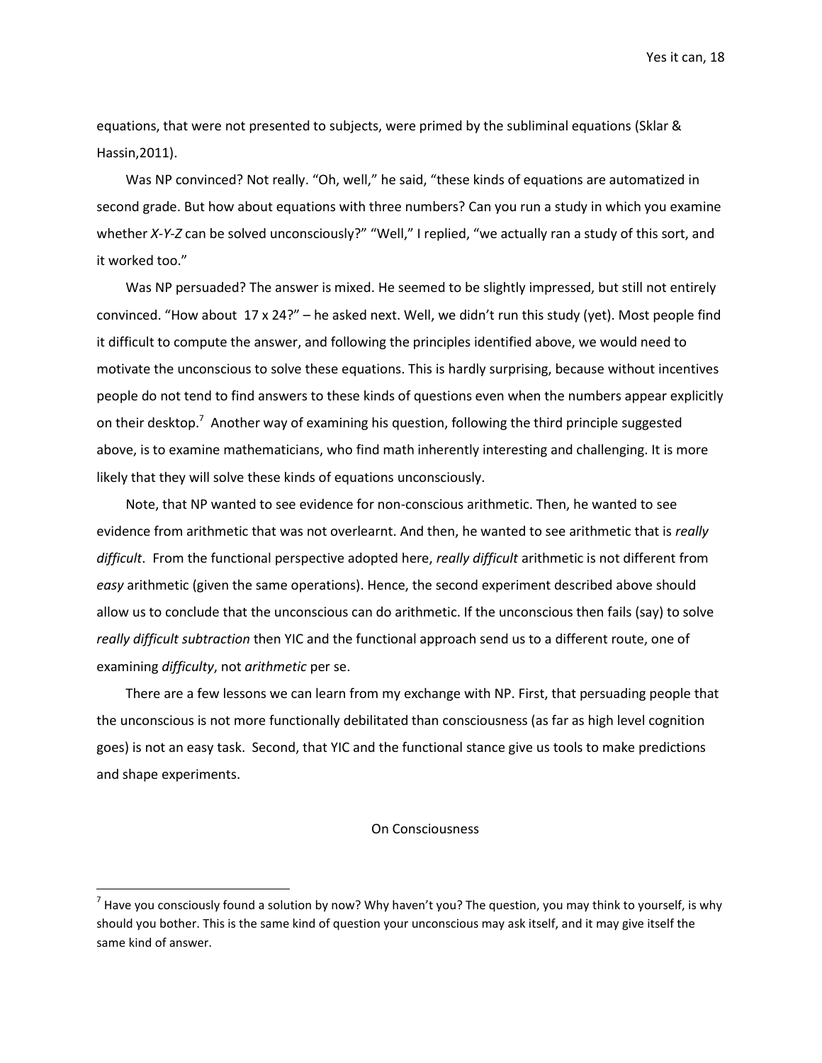equations, that were not presented to subjects, were primed by the subliminal equations (Sklar & Hassin,2011).

Was NP convinced? Not really. "Oh, well," he said, "these kinds of equations are automatized in second grade. But how about equations with three numbers? Can you run a study in which you examine whether *X-Y-Z* can be solved unconsciously?" "Well," I replied, "we actually ran a study of this sort, and it worked too."

Was NP persuaded? The answer is mixed. He seemed to be slightly impressed, but still not entirely convinced. "How about 17 x 24?" – he asked next. Well, we didn't run this study (yet). Most people find it difficult to compute the answer, and following the principles identified above, we would need to motivate the unconscious to solve these equations. This is hardly surprising, because without incentives people do not tend to find answers to these kinds of questions even when the numbers appear explicitly on their desktop.[7] Another way of examining his question, following the third principle suggested above, is to examine mathematicians, who find math inherently interesting and challenging. It is more likely that they will solve these kinds of equations unconsciously.

Note, that NP wanted to see evidence for non-conscious arithmetic. Then, he wanted to see evidence from arithmetic that was not overlearnt. And then, he wanted to see arithmetic that is *really difficult*. From the functional perspective adopted here, *really difficult* arithmetic is not different from *easy* arithmetic (given the same operations). Hence, the second experiment described above should allow us to conclude that the unconscious can do arithmetic. If the unconscious then fails (say) to solve *really difficult subtraction* then YIC and the functional approach send us to a different route, one of examining *difficulty*, not *arithmetic* per se.

There are a few lessons we can learn from my exchange with NP. First, that persuading people that the unconscious is not more functionally debilitated than consciousness (as far as high level cognition goes) is not an easy task. Second, that YIC and the functional stance give us tools to make predictions and shape experiments.

## On Consciousness

[7] Have you consciously found a solution by now? Why haven't you? The question, you may think to yourself, is why should you bother. This is the same kind of question your unconscious may ask itself, and it may give itself the same kind of answer.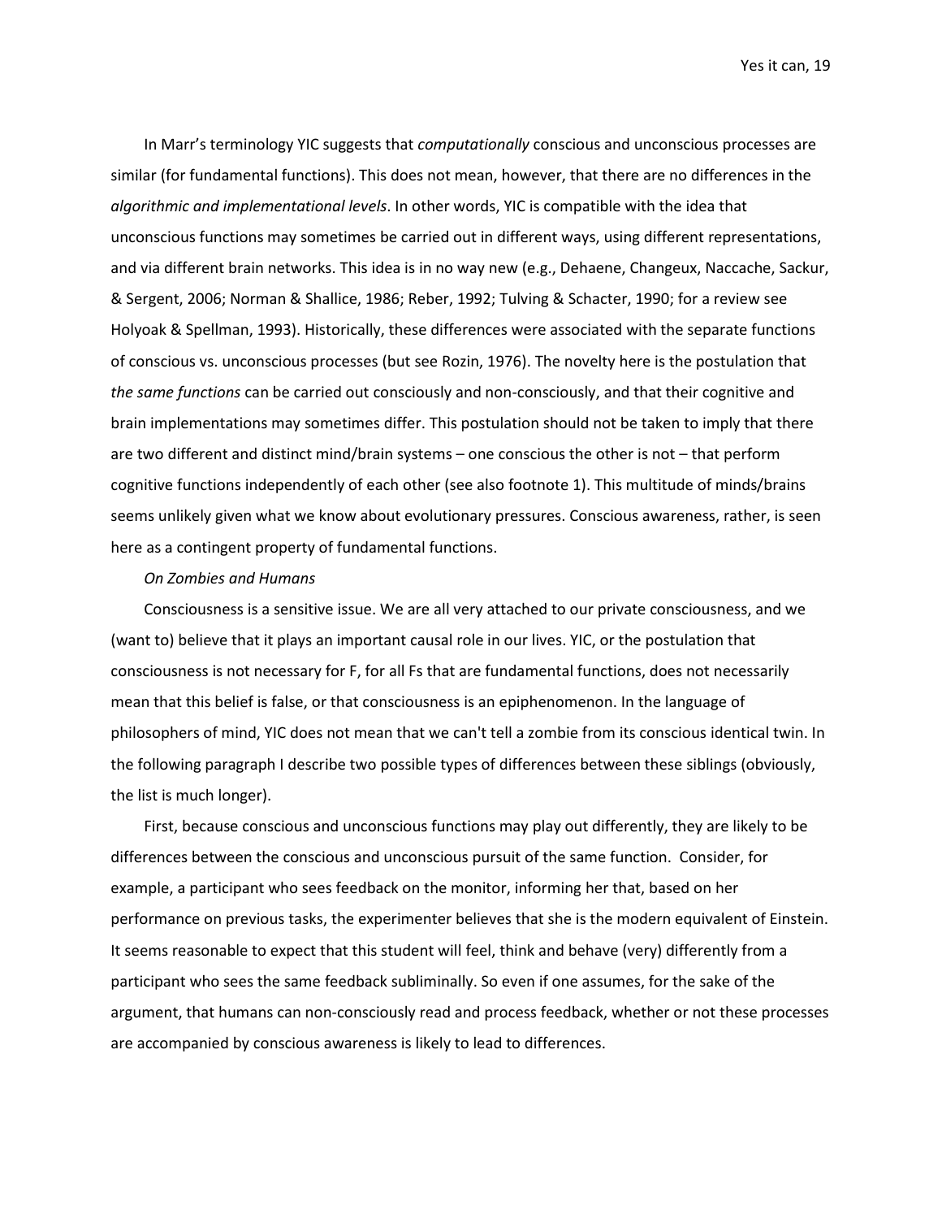In Marr's terminology YIC suggests that *computationally* conscious and unconscious processes are similar (for fundamental functions). This does not mean, however, that there are no differences in the *algorithmic and implementational levels*. In other words, YIC is compatible with the idea that unconscious functions may sometimes be carried out in different ways, using different representations, and via different brain networks. This idea is in no way new (e.g., Dehaene, Changeux, Naccache, Sackur, & Sergent, 2006; Norman & Shallice, 1986; Reber, 1992; Tulving & Schacter, 1990; for a review see Holyoak & Spellman, 1993). Historically, these differences were associated with the separate functions of conscious vs. unconscious processes (but see Rozin, 1976). The novelty here is the postulation that *the same functions* can be carried out consciously and non-consciously, and that their cognitive and brain implementations may sometimes differ. This postulation should not be taken to imply that there are two different and distinct mind/brain systems – one conscious the other is not – that perform cognitive functions independently of each other (see also footnote 1). This multitude of minds/brains seems unlikely given what we know about evolutionary pressures. Conscious awareness, rather, is seen here as a contingent property of fundamental functions.

*On Zombies and Humans*

Consciousness is a sensitive issue. We are all very attached to our private consciousness, and we (want to) believe that it plays an important causal role in our lives. YIC, or the postulation that consciousness is not necessary for F, for all Fs that are fundamental functions, does not necessarily mean that this belief is false, or that consciousness is an epiphenomenon. In the language of philosophers of mind, YIC does not mean that we can't tell a zombie from its conscious identical twin. In the following paragraph I describe two possible types of differences between these siblings (obviously, the list is much longer).

First, because conscious and unconscious functions may play out differently, they are likely to be differences between the conscious and unconscious pursuit of the same function. Consider, for example, a participant who sees feedback on the monitor, informing her that, based on her performance on previous tasks, the experimenter believes that she is the modern equivalent of Einstein. It seems reasonable to expect that this student will feel, think and behave (very) differently from a participant who sees the same feedback subliminally. So even if one assumes, for the sake of the argument, that humans can non-consciously read and process feedback, whether or not these processes are accompanied by conscious awareness is likely to lead to differences.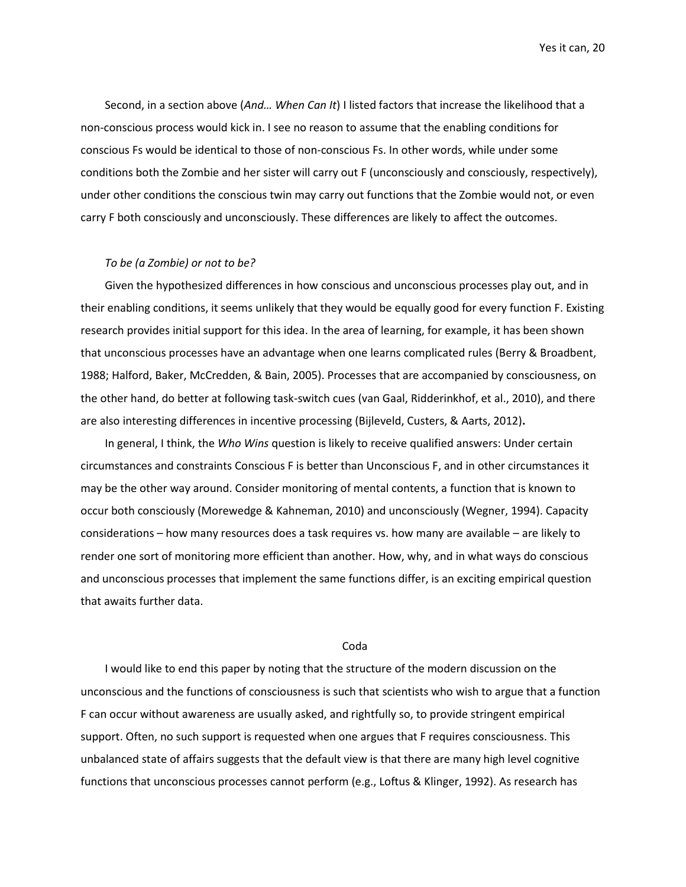Second, in a section above (*And… When Can It*) I listed factors that increase the likelihood that a non-conscious process would kick in. I see no reason to assume that the enabling conditions for conscious Fs would be identical to those of non-conscious Fs. In other words, while under some conditions both the Zombie and her sister will carry out F (unconsciously and consciously, respectively), under other conditions the conscious twin may carry out functions that the Zombie would not, or even carry F both consciously and unconsciously. These differences are likely to affect the outcomes.

### *To be (a Zombie) or not to be?*

Given the hypothesized differences in how conscious and unconscious processes play out, and in their enabling conditions, it seems unlikely that they would be equally good for every function F. Existing research provides initial support for this idea. In the area of learning, for example, it has been shown that unconscious processes have an advantage when one learns complicated rules (Berry & Broadbent, 1988; Halford, Baker, McCredden, & Bain, 2005). Processes that are accompanied by consciousness, on the other hand, do better at following task-switch cues (van Gaal, Ridderinkhof, et al., 2010), and there are also interesting differences in incentive processing (Bijleveld, Custers, & Aarts, 2012)**.**

In general, I think, the *Who Wins* question is likely to receive qualified answers: Under certain circumstances and constraints Conscious F is better than Unconscious F, and in other circumstances it may be the other way around. Consider monitoring of mental contents, a function that is known to occur both consciously (Morewedge & Kahneman, 2010) and unconsciously (Wegner, 1994). Capacity considerations – how many resources does a task requires vs. how many are available – are likely to render one sort of monitoring more efficient than another. How, why, and in what ways do conscious and unconscious processes that implement the same functions differ, is an exciting empirical question that awaits further data.

## Coda

I would like to end this paper by noting that the structure of the modern discussion on the unconscious and the functions of consciousness is such that scientists who wish to argue that a function F can occur without awareness are usually asked, and rightfully so, to provide stringent empirical support. Often, no such support is requested when one argues that F requires consciousness. This unbalanced state of affairs suggests that the default view is that there are many high level cognitive functions that unconscious processes cannot perform (e.g., Loftus & Klinger, 1992). As research has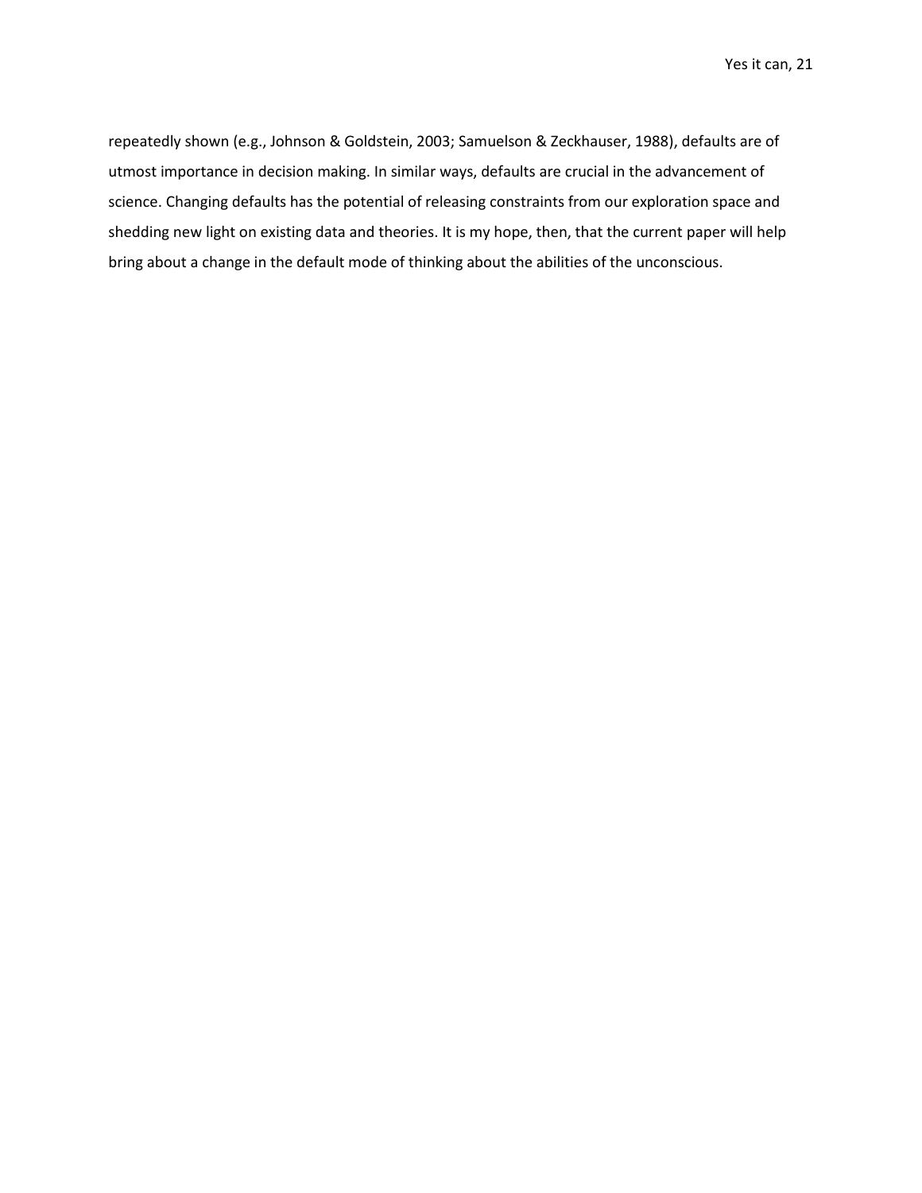repeatedly shown (e.g., Johnson & Goldstein, 2003; Samuelson & Zeckhauser, 1988), defaults are of utmost importance in decision making. In similar ways, defaults are crucial in the advancement of science. Changing defaults has the potential of releasing constraints from our exploration space and shedding new light on existing data and theories. It is my hope, then, that the current paper will help bring about a change in the default mode of thinking about the abilities of the unconscious.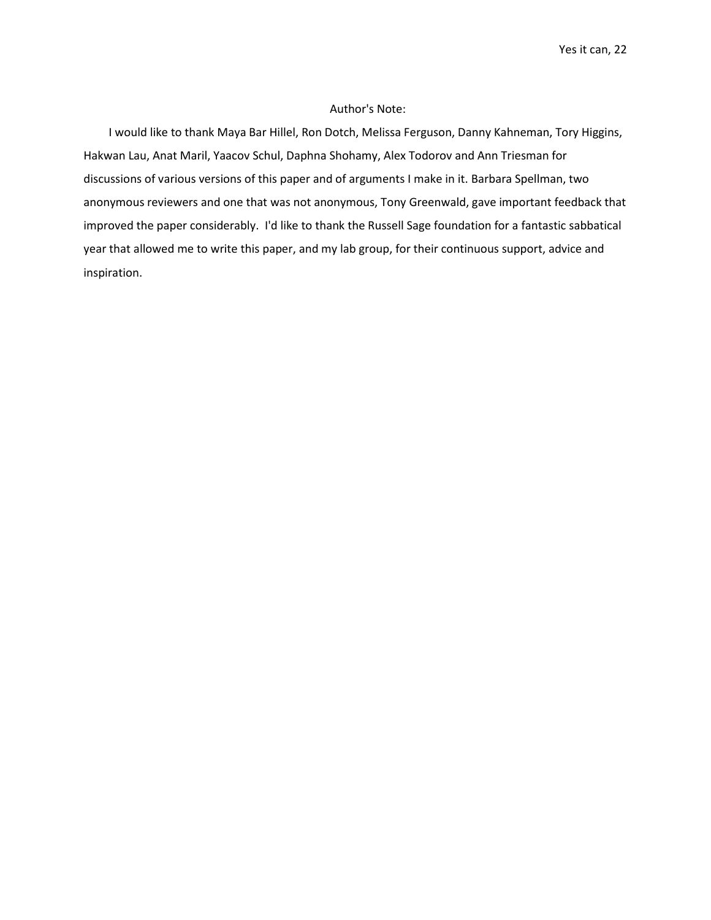## Author's Note:

I would like to thank Maya Bar Hillel, Ron Dotch, Melissa Ferguson, Danny Kahneman, Tory Higgins, Hakwan Lau, Anat Maril, Yaacov Schul, Daphna Shohamy, Alex Todorov and Ann Triesman for discussions of various versions of this paper and of arguments I make in it. Barbara Spellman, two anonymous reviewers and one that was not anonymous, Tony Greenwald, gave important feedback that improved the paper considerably. I'd like to thank the Russell Sage foundation for a fantastic sabbatical year that allowed me to write this paper, and my lab group, for their continuous support, advice and inspiration.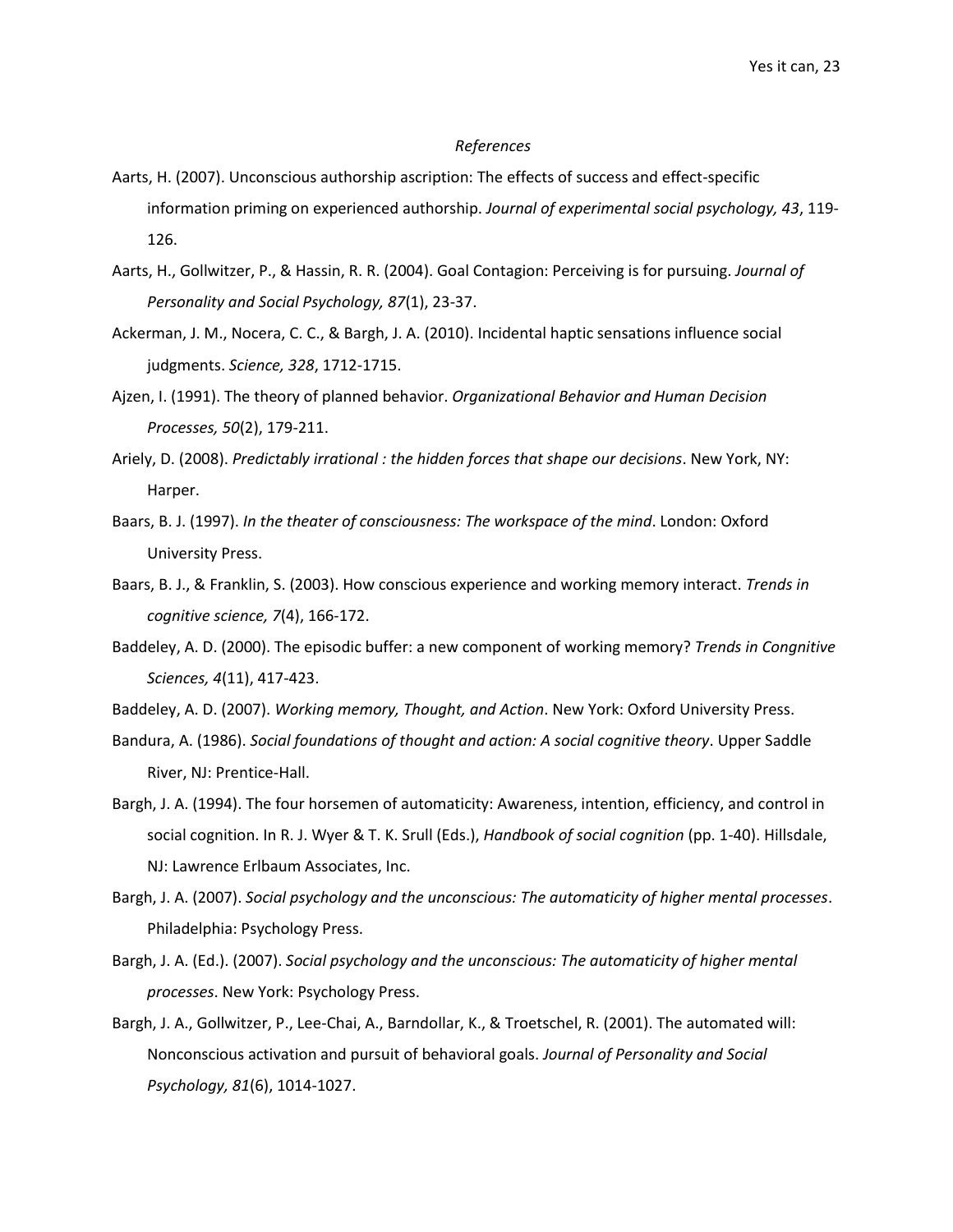*References*

Aarts, H. (2007). Unconscious authorship ascription: The effects of success and effect-specific information priming on experienced authorship. *Journal of experimental social psychology, 43*, 119-126.

Aarts, H., Gollwitzer, P., & Hassin, R. R. (2004). Goal Contagion: Perceiving is for pursuing. *Journal of Personality and Social Psychology, 87*(1), 23-37.

Ackerman, J. M., Nocera, C. C., & Bargh, J. A. (2010). Incidental haptic sensations influence social judgments. *Science, 328*, 1712-1715.

Ajzen, I. (1991). The theory of planned behavior. *Organizational Behavior and Human Decision Processes, 50*(2), 179-211.

Ariely, D. (2008). *Predictably irrational : the hidden forces that shape our decisions*. New York, NY: Harper.

Baars, B. J. (1997). *In the theater of consciousness: The workspace of the mind*. London: Oxford University Press.

Baars, B. J., & Franklin, S. (2003). How conscious experience and working memory interact. *Trends in cognitive science, 7*(4), 166-172.

Baddeley, A. D. (2000). The episodic buffer: a new component of working memory? *Trends in Congnitive Sciences, 4*(11), 417-423.

Baddeley, A. D. (2007). *Working memory, Thought, and Action*. New York: Oxford University Press.

Bandura, A. (1986). *Social foundations of thought and action: A social cognitive theory*. Upper Saddle River, NJ: Prentice-Hall.

Bargh, J. A. (1994). The four horsemen of automaticity: Awareness, intention, efficiency, and control in social cognition. In R. J. Wyer & T. K. Srull (Eds.), *Handbook of social cognition* (pp. 1-40). Hillsdale, NJ: Lawrence Erlbaum Associates, Inc.

Bargh, J. A. (2007). *Social psychology and the unconscious: The automaticity of higher mental processes*. Philadelphia: Psychology Press.

Bargh, J. A. (Ed.). (2007). *Social psychology and the unconscious: The automaticity of higher mental processes*. New York: Psychology Press.

Bargh, J. A., Gollwitzer, P., Lee-Chai, A., Barndollar, K., & Troetschel, R. (2001). The automated will: Nonconscious activation and pursuit of behavioral goals. *Journal of Personality and Social Psychology, 81*(6), 1014-1027.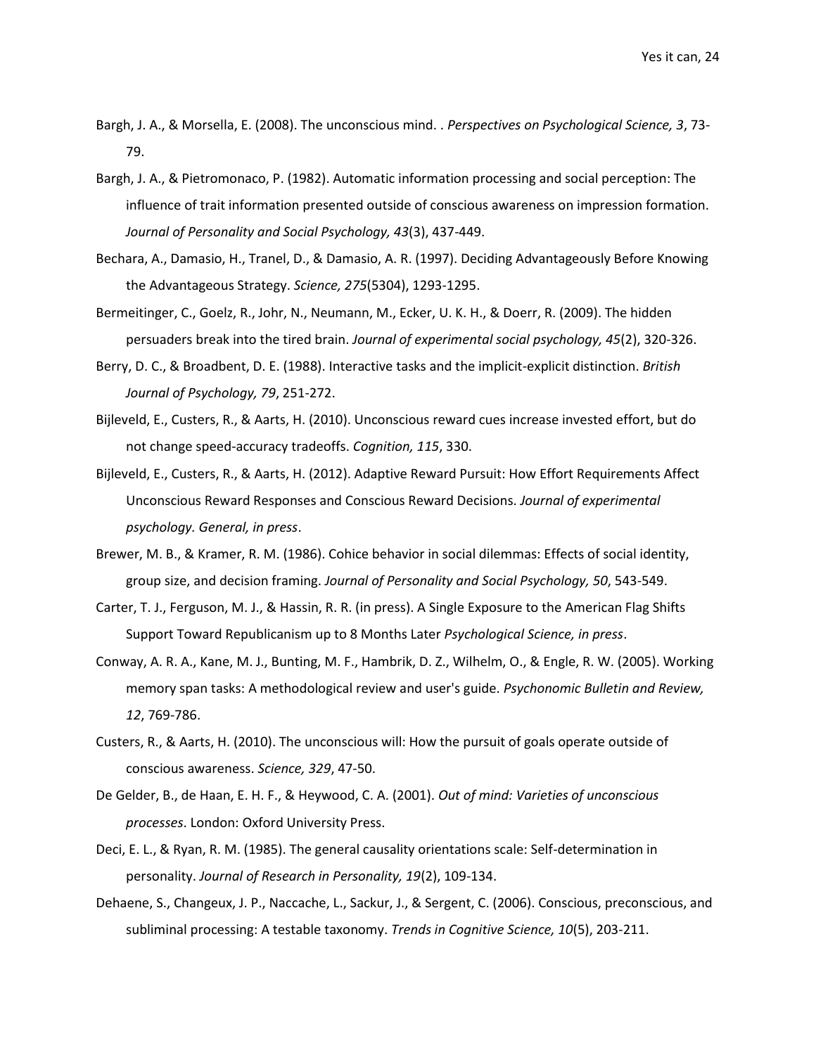Bargh, J. A., & Morsella, E. (2008). The unconscious mind. . *Perspectives on Psychological Science, 3*, 73-79.

Bargh, J. A., & Pietromonaco, P. (1982). Automatic information processing and social perception: The influence of trait information presented outside of conscious awareness on impression formation. *Journal of Personality and Social Psychology, 43*(3), 437-449.

Bechara, A., Damasio, H., Tranel, D., & Damasio, A. R. (1997). Deciding Advantageously Before Knowing the Advantageous Strategy. *Science, 275*(5304), 1293-1295.

Bermeitinger, C., Goelz, R., Johr, N., Neumann, M., Ecker, U. K. H., & Doerr, R. (2009). The hidden persuaders break into the tired brain. *Journal of experimental social psychology, 45*(2), 320-326.

Berry, D. C., & Broadbent, D. E. (1988). Interactive tasks and the implicit-explicit distinction. *British Journal of Psychology, 79*, 251-272.

Bijleveld, E., Custers, R., & Aarts, H. (2010). Unconscious reward cues increase invested effort, but do not change speed-accuracy tradeoffs. *Cognition, 115*, 330.

Bijleveld, E., Custers, R., & Aarts, H. (2012). Adaptive Reward Pursuit: How Effort Requirements Affect Unconscious Reward Responses and Conscious Reward Decisions. *Journal of experimental psychology. General, in press*.

Brewer, M. B., & Kramer, R. M. (1986). Cohice behavior in social dilemmas: Effects of social identity, group size, and decision framing. *Journal of Personality and Social Psychology, 50*, 543-549.

Carter, T. J., Ferguson, M. J., & Hassin, R. R. (in press). A Single Exposure to the American Flag Shifts Support Toward Republicanism up to 8 Months Later *Psychological Science, in press*.

Conway, A. R. A., Kane, M. J., Bunting, M. F., Hambrik, D. Z., Wilhelm, O., & Engle, R. W. (2005). Working memory span tasks: A methodological review and user's guide. *Psychonomic Bulletin and Review, 12*, 769-786.

Custers, R., & Aarts, H. (2010). The unconscious will: How the pursuit of goals operate outside of conscious awareness. *Science, 329*, 47-50.

De Gelder, B., de Haan, E. H. F., & Heywood, C. A. (2001). *Out of mind: Varieties of unconscious processes*. London: Oxford University Press.

Deci, E. L., & Ryan, R. M. (1985). The general causality orientations scale: Self-determination in personality. *Journal of Research in Personality, 19*(2), 109-134.

Dehaene, S., Changeux, J. P., Naccache, L., Sackur, J., & Sergent, C. (2006). Conscious, preconscious, and subliminal processing: A testable taxonomy. *Trends in Cognitive Science, 10*(5), 203-211.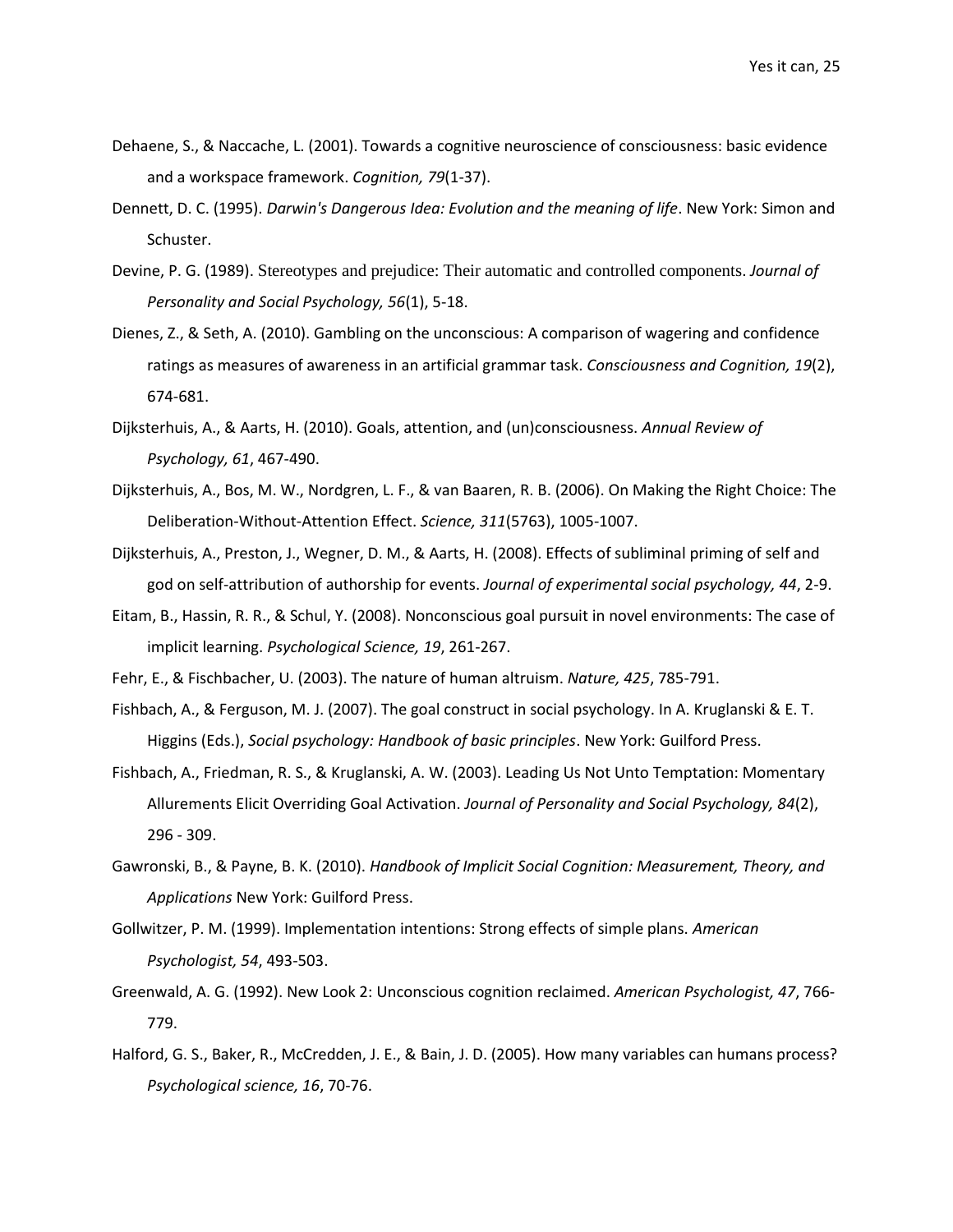Dehaene, S., & Naccache, L. (2001). Towards a cognitive neuroscience of consciousness: basic evidence and a workspace framework. *Cognition, 79*(1-37).

Dennett, D. C. (1995). *Darwin's Dangerous Idea: Evolution and the meaning of life*. New York: Simon and Schuster.

Devine, P. G. (1989). Stereotypes and prejudice: Their automatic and controlled components. *Journal of Personality and Social Psychology, 56*(1), 5-18.

Dienes, Z., & Seth, A. (2010). Gambling on the unconscious: A comparison of wagering and confidence ratings as measures of awareness in an artificial grammar task. *Consciousness and Cognition, 19*(2), 674-681.

Dijksterhuis, A., & Aarts, H. (2010). Goals, attention, and (un)consciousness. *Annual Review of Psychology, 61*, 467-490.

Dijksterhuis, A., Bos, M. W., Nordgren, L. F., & van Baaren, R. B. (2006). On Making the Right Choice: The Deliberation-Without-Attention Effect. *Science, 311*(5763), 1005-1007.

Dijksterhuis, A., Preston, J., Wegner, D. M., & Aarts, H. (2008). Effects of subliminal priming of self and god on self-attribution of authorship for events. *Journal of experimental social psychology, 44*, 2-9.

Eitam, B., Hassin, R. R., & Schul, Y. (2008). Nonconscious goal pursuit in novel environments: The case of implicit learning. *Psychological Science, 19*, 261-267.

Fehr, E., & Fischbacher, U. (2003). The nature of human altruism. *Nature, 425*, 785-791.

Fishbach, A., & Ferguson, M. J. (2007). The goal construct in social psychology. In A. Kruglanski & E. T. Higgins (Eds.), *Social psychology: Handbook of basic principles*. New York: Guilford Press.

Fishbach, A., Friedman, R. S., & Kruglanski, A. W. (2003). Leading Us Not Unto Temptation: Momentary Allurements Elicit Overriding Goal Activation. *Journal of Personality and Social Psychology, 84*(2), 296 - 309.

Gawronski, B., & Payne, B. K. (2010). *Handbook of Implicit Social Cognition: Measurement, Theory, and Applications* New York: Guilford Press.

Gollwitzer, P. M. (1999). Implementation intentions: Strong effects of simple plans. *American Psychologist, 54*, 493-503.

Greenwald, A. G. (1992). New Look 2: Unconscious cognition reclaimed. *American Psychologist, 47*, 766-779.

Halford, G. S., Baker, R., McCredden, J. E., & Bain, J. D. (2005). How many variables can humans process? *Psychological science, 16*, 70-76.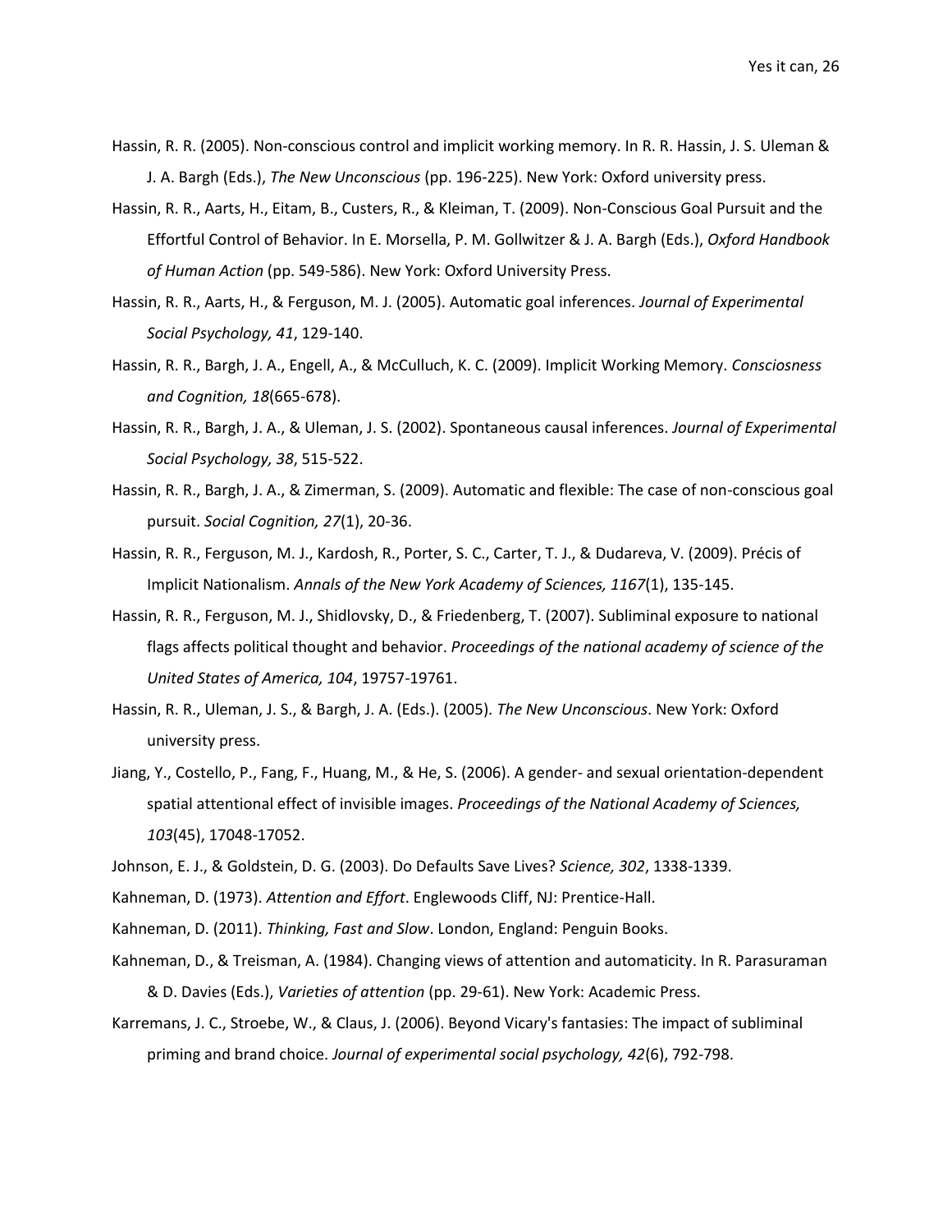Hassin, R. R. (2005). Non-conscious control and implicit working memory. In R. R. Hassin, J. S. Uleman & J. A. Bargh (Eds.), *The New Unconscious* (pp. 196-225). New York: Oxford university press.

Hassin, R. R., Aarts, H., Eitam, B., Custers, R., & Kleiman, T. (2009). Non-Conscious Goal Pursuit and the Effortful Control of Behavior. In E. Morsella, P. M. Gollwitzer & J. A. Bargh (Eds.), *Oxford Handbook of Human Action* (pp. 549-586). New York: Oxford University Press.

Hassin, R. R., Aarts, H., & Ferguson, M. J. (2005). Automatic goal inferences. *Journal of Experimental Social Psychology, 41*, 129-140.

Hassin, R. R., Bargh, J. A., Engell, A., & McCulluch, K. C. (2009). Implicit Working Memory. *Consciosness and Cognition, 18*(665-678).

Hassin, R. R., Bargh, J. A., & Uleman, J. S. (2002). Spontaneous causal inferences. *Journal of Experimental Social Psychology, 38*, 515-522.

Hassin, R. R., Bargh, J. A., & Zimerman, S. (2009). Automatic and flexible: The case of non-conscious goal pursuit. *Social Cognition, 27*(1), 20-36.

Hassin, R. R., Ferguson, M. J., Kardosh, R., Porter, S. C., Carter, T. J., & Dudareva, V. (2009). Précis of Implicit Nationalism. *Annals of the New York Academy of Sciences, 1167*(1), 135-145.

Hassin, R. R., Ferguson, M. J., Shidlovsky, D., & Friedenberg, T. (2007). Subliminal exposure to national flags affects political thought and behavior. *Proceedings of the national academy of science of the United States of America, 104*, 19757-19761.

Hassin, R. R., Uleman, J. S., & Bargh, J. A. (Eds.). (2005). *The New Unconscious*. New York: Oxford university press.

Jiang, Y., Costello, P., Fang, F., Huang, M., & He, S. (2006). A gender- and sexual orientation-dependent spatial attentional effect of invisible images. *Proceedings of the National Academy of Sciences, 103*(45), 17048-17052.

Johnson, E. J., & Goldstein, D. G. (2003). Do Defaults Save Lives? *Science, 302*, 1338-1339.

Kahneman, D. (1973). *Attention and Effort*. Englewoods Cliff, NJ: Prentice-Hall.

Kahneman, D. (2011). *Thinking, Fast and Slow*. London, England: Penguin Books.

Kahneman, D., & Treisman, A. (1984). Changing views of attention and automaticity. In R. Parasuraman & D. Davies (Eds.), *Varieties of attention* (pp. 29-61). New York: Academic Press.

Karremans, J. C., Stroebe, W., & Claus, J. (2006). Beyond Vicary's fantasies: The impact of subliminal priming and brand choice. *Journal of experimental social psychology, 42*(6), 792-798.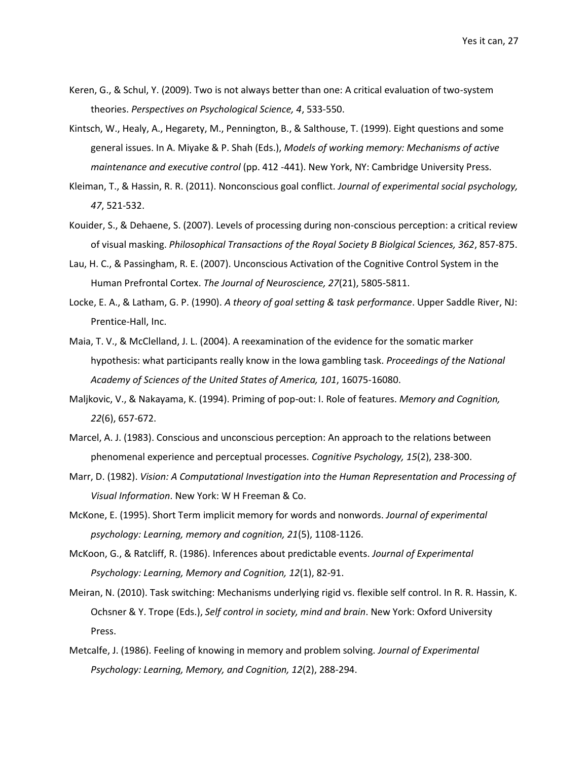Keren, G., & Schul, Y. (2009). Two is not always better than one: A critical evaluation of two-system theories. *Perspectives on Psychological Science, 4*, 533-550.

Kintsch, W., Healy, A., Hegarety, M., Pennington, B., & Salthouse, T. (1999). Eight questions and some general issues. In A. Miyake & P. Shah (Eds.), *Models of working memory: Mechanisms of active maintenance and executive control* (pp. 412 -441). New York, NY: Cambridge University Press.

Kleiman, T., & Hassin, R. R. (2011). Nonconscious goal conflict. *Journal of experimental social psychology, 47*, 521-532.

Kouider, S., & Dehaene, S. (2007). Levels of processing during non-conscious perception: a critical review of visual masking. *Philosophical Transactions of the Royal Society B Biolgical Sciences, 362*, 857-875.

Lau, H. C., & Passingham, R. E. (2007). Unconscious Activation of the Cognitive Control System in the Human Prefrontal Cortex. *The Journal of Neuroscience, 27*(21), 5805-5811.

Locke, E. A., & Latham, G. P. (1990). *A theory of goal setting & task performance*. Upper Saddle River, NJ: Prentice-Hall, Inc.

Maia, T. V., & McClelland, J. L. (2004). A reexamination of the evidence for the somatic marker hypothesis: what participants really know in the Iowa gambling task. *Proceedings of the National Academy of Sciences of the United States of America, 101*, 16075-16080.

Maljkovic, V., & Nakayama, K. (1994). Priming of pop-out: I. Role of features. *Memory and Cognition, 22*(6), 657-672.

Marcel, A. J. (1983). Conscious and unconscious perception: An approach to the relations between phenomenal experience and perceptual processes. *Cognitive Psychology, 15*(2), 238-300.

Marr, D. (1982). *Vision: A Computational Investigation into the Human Representation and Processing of Visual Information*. New York: W H Freeman & Co.

McKone, E. (1995). Short Term implicit memory for words and nonwords. *Journal of experimental psychology: Learning, memory and cognition, 21*(5), 1108-1126.

McKoon, G., & Ratcliff, R. (1986). Inferences about predictable events. *Journal of Experimental Psychology: Learning, Memory and Cognition, 12*(1), 82-91.

Meiran, N. (2010). Task switching: Mechanisms underlying rigid vs. flexible self control. In R. R. Hassin, K. Ochsner & Y. Trope (Eds.), *Self control in society, mind and brain*. New York: Oxford University Press.

Metcalfe, J. (1986). Feeling of knowing in memory and problem solving. *Journal of Experimental Psychology: Learning, Memory, and Cognition, 12*(2), 288-294.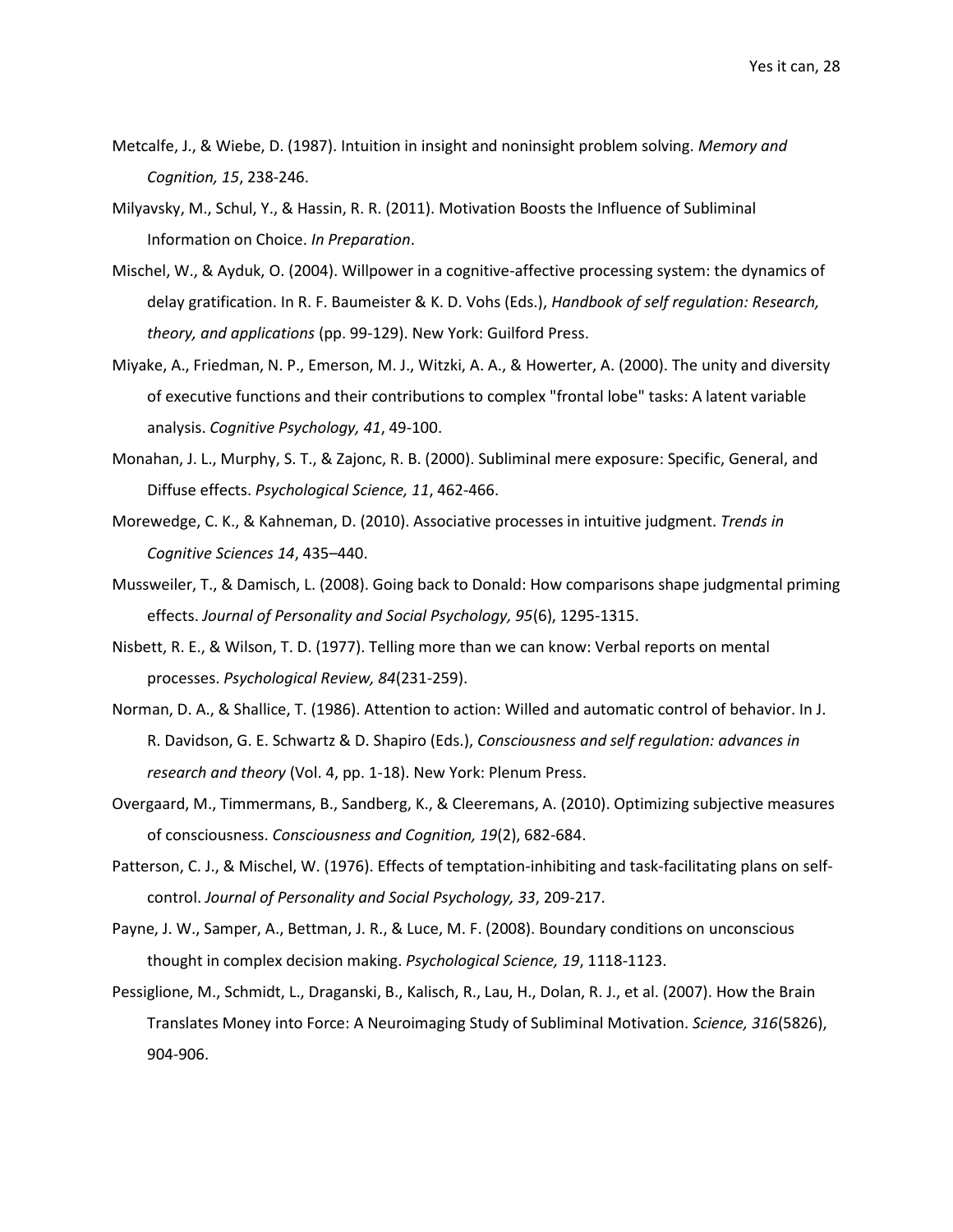Metcalfe, J., & Wiebe, D. (1987). Intuition in insight and noninsight problem solving. *Memory and Cognition, 15*, 238-246.

Milyavsky, M., Schul, Y., & Hassin, R. R. (2011). Motivation Boosts the Influence of Subliminal Information on Choice. *In Preparation*.

Mischel, W., & Ayduk, O. (2004). Willpower in a cognitive-affective processing system: the dynamics of delay gratification. In R. F. Baumeister & K. D. Vohs (Eds.), *Handbook of self regulation: Research, theory, and applications* (pp. 99-129). New York: Guilford Press.

Miyake, A., Friedman, N. P., Emerson, M. J., Witzki, A. A., & Howerter, A. (2000). The unity and diversity of executive functions and their contributions to complex "frontal lobe" tasks: A latent variable analysis. *Cognitive Psychology, 41*, 49-100.

Monahan, J. L., Murphy, S. T., & Zajonc, R. B. (2000). Subliminal mere exposure: Specific, General, and Diffuse effects. *Psychological Science, 11*, 462-466.

Morewedge, C. K., & Kahneman, D. (2010). Associative processes in intuitive judgment. *Trends in Cognitive Sciences 14*, 435–440.

Mussweiler, T., & Damisch, L. (2008). Going back to Donald: How comparisons shape judgmental priming effects. *Journal of Personality and Social Psychology, 95*(6), 1295-1315.

Nisbett, R. E., & Wilson, T. D. (1977). Telling more than we can know: Verbal reports on mental processes. *Psychological Review, 84*(231-259).

Norman, D. A., & Shallice, T. (1986). Attention to action: Willed and automatic control of behavior. In J. R. Davidson, G. E. Schwartz & D. Shapiro (Eds.), *Consciousness and self regulation: advances in research and theory* (Vol. 4, pp. 1-18). New York: Plenum Press.

Overgaard, M., Timmermans, B., Sandberg, K., & Cleeremans, A. (2010). Optimizing subjective measures of consciousness. *Consciousness and Cognition, 19*(2), 682-684.

Patterson, C. J., & Mischel, W. (1976). Effects of temptation-inhibiting and task-facilitating plans on self-control. *Journal of Personality and Social Psychology, 33*, 209-217.

Payne, J. W., Samper, A., Bettman, J. R., & Luce, M. F. (2008). Boundary conditions on unconscious thought in complex decision making. *Psychological Science, 19*, 1118-1123.

Pessiglione, M., Schmidt, L., Draganski, B., Kalisch, R., Lau, H., Dolan, R. J., et al. (2007). How the Brain Translates Money into Force: A Neuroimaging Study of Subliminal Motivation. *Science, 316*(5826), 904-906.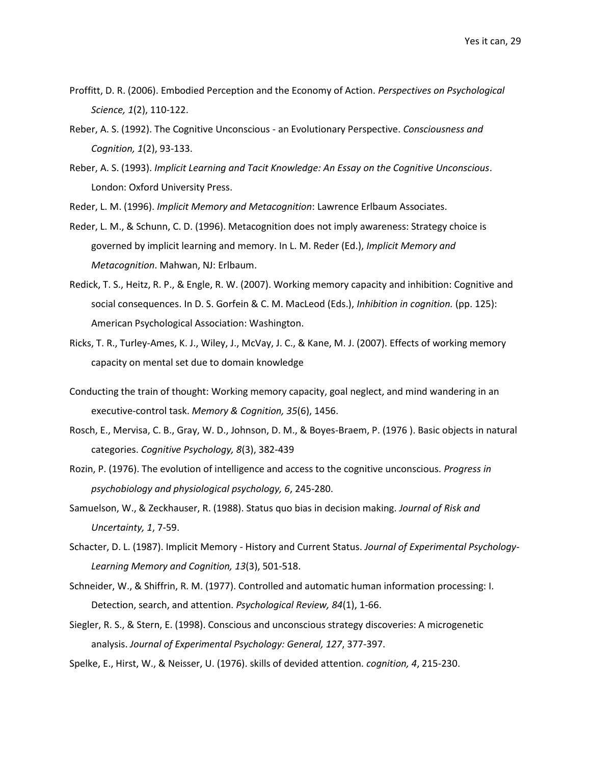Proffitt, D. R. (2006). Embodied Perception and the Economy of Action. *Perspectives on Psychological Science, 1*(2), 110-122.

Reber, A. S. (1992). The Cognitive Unconscious - an Evolutionary Perspective. *Consciousness and Cognition, 1*(2), 93-133.

Reber, A. S. (1993). *Implicit Learning and Tacit Knowledge: An Essay on the Cognitive Unconscious*. London: Oxford University Press.

Reder, L. M. (1996). *Implicit Memory and Metacognition*: Lawrence Erlbaum Associates.

Reder, L. M., & Schunn, C. D. (1996). Metacognition does not imply awareness: Strategy choice is governed by implicit learning and memory. In L. M. Reder (Ed.), *Implicit Memory and Metacognition*. Mahwan, NJ: Erlbaum.

Redick, T. S., Heitz, R. P., & Engle, R. W. (2007). Working memory capacity and inhibition: Cognitive and social consequences. In D. S. Gorfein & C. M. MacLeod (Eds.), *Inhibition in cognition.* (pp. 125): American Psychological Association: Washington.

Ricks, T. R., Turley-Ames, K. J., Wiley, J., McVay, J. C., & Kane, M. J. (2007). Effects of working memory capacity on mental set due to domain knowledge

Conducting the train of thought: Working memory capacity, goal neglect, and mind wandering in an executive-control task. *Memory & Cognition, 35*(6), 1456.

Rosch, E., Mervisa, C. B., Gray, W. D., Johnson, D. M., & Boyes-Braem, P. (1976 ). Basic objects in natural categories. *Cognitive Psychology, 8*(3), 382-439

Rozin, P. (1976). The evolution of intelligence and access to the cognitive unconscious. *Progress in psychobiology and physiological psychology, 6*, 245-280.

Samuelson, W., & Zeckhauser, R. (1988). Status quo bias in decision making. *Journal of Risk and Uncertainty, 1*, 7-59.

Schacter, D. L. (1987). Implicit Memory - History and Current Status. *Journal of Experimental Psychology-Learning Memory and Cognition, 13*(3), 501-518.

Schneider, W., & Shiffrin, R. M. (1977). Controlled and automatic human information processing: I. Detection, search, and attention. *Psychological Review, 84*(1), 1-66.

Siegler, R. S., & Stern, E. (1998). Conscious and unconscious strategy discoveries: A microgenetic analysis. *Journal of Experimental Psychology: General, 127*, 377-397.

Spelke, E., Hirst, W., & Neisser, U. (1976). skills of devided attention. *cognition, 4*, 215-230.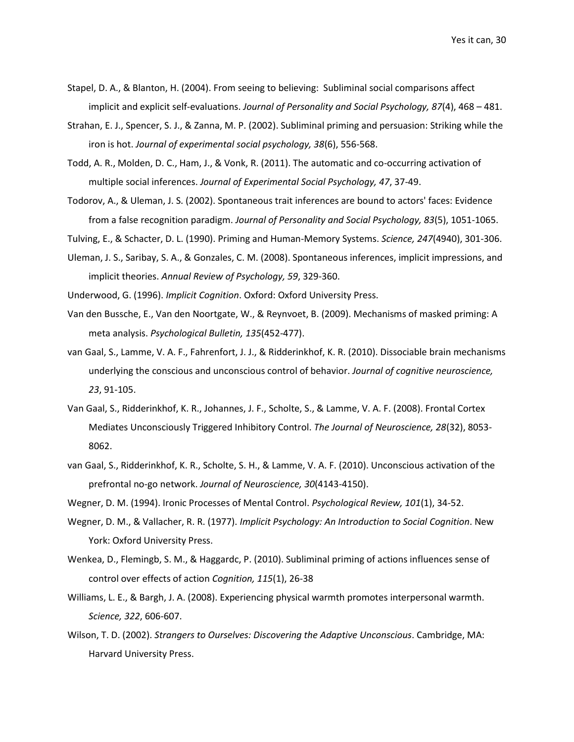Stapel, D. A., & Blanton, H. (2004). From seeing to believing: Subliminal social comparisons affect implicit and explicit self-evaluations. *Journal of Personality and Social Psychology, 87*(4), 468 – 481.

Strahan, E. J., Spencer, S. J., & Zanna, M. P. (2002). Subliminal priming and persuasion: Striking while the iron is hot. *Journal of experimental social psychology, 38*(6), 556-568.

Todd, A. R., Molden, D. C., Ham, J., & Vonk, R. (2011). The automatic and co-occurring activation of multiple social inferences. *Journal of Experimental Social Psychology, 47*, 37-49.

Todorov, A., & Uleman, J. S. (2002). Spontaneous trait inferences are bound to actors' faces: Evidence from a false recognition paradigm. *Journal of Personality and Social Psychology, 83*(5), 1051-1065.

Tulving, E., & Schacter, D. L. (1990). Priming and Human-Memory Systems. *Science, 247*(4940), 301-306.

Uleman, J. S., Saribay, S. A., & Gonzales, C. M. (2008). Spontaneous inferences, implicit impressions, and implicit theories. *Annual Review of Psychology, 59*, 329-360.

Underwood, G. (1996). *Implicit Cognition*. Oxford: Oxford University Press.

Van den Bussche, E., Van den Noortgate, W., & Reynvoet, B. (2009). Mechanisms of masked priming: A meta analysis. *Psychological Bulletin, 135*(452-477).

van Gaal, S., Lamme, V. A. F., Fahrenfort, J. J., & Ridderinkhof, K. R. (2010). Dissociable brain mechanisms underlying the conscious and unconscious control of behavior. *Journal of cognitive neuroscience, 23*, 91-105.

Van Gaal, S., Ridderinkhof, K. R., Johannes, J. F., Scholte, S., & Lamme, V. A. F. (2008). Frontal Cortex Mediates Unconsciously Triggered Inhibitory Control. *The Journal of Neuroscience, 28*(32), 8053-8062.

van Gaal, S., Ridderinkhof, K. R., Scholte, S. H., & Lamme, V. A. F. (2010). Unconscious activation of the prefrontal no-go network. *Journal of Neuroscience, 30*(4143-4150).

Wegner, D. M. (1994). Ironic Processes of Mental Control. *Psychological Review, 101*(1), 34-52.

Wegner, D. M., & Vallacher, R. R. (1977). *Implicit Psychology: An Introduction to Social Cognition*. New York: Oxford University Press.

Wenkea, D., Flemingb, S. M., & Haggardc, P. (2010). Subliminal priming of actions influences sense of control over effects of action *Cognition, 115*(1), 26-38

Williams, L. E., & Bargh, J. A. (2008). Experiencing physical warmth promotes interpersonal warmth. *Science, 322*, 606-607.

Wilson, T. D. (2002). *Strangers to Ourselves: Discovering the Adaptive Unconscious*. Cambridge, MA: Harvard University Press.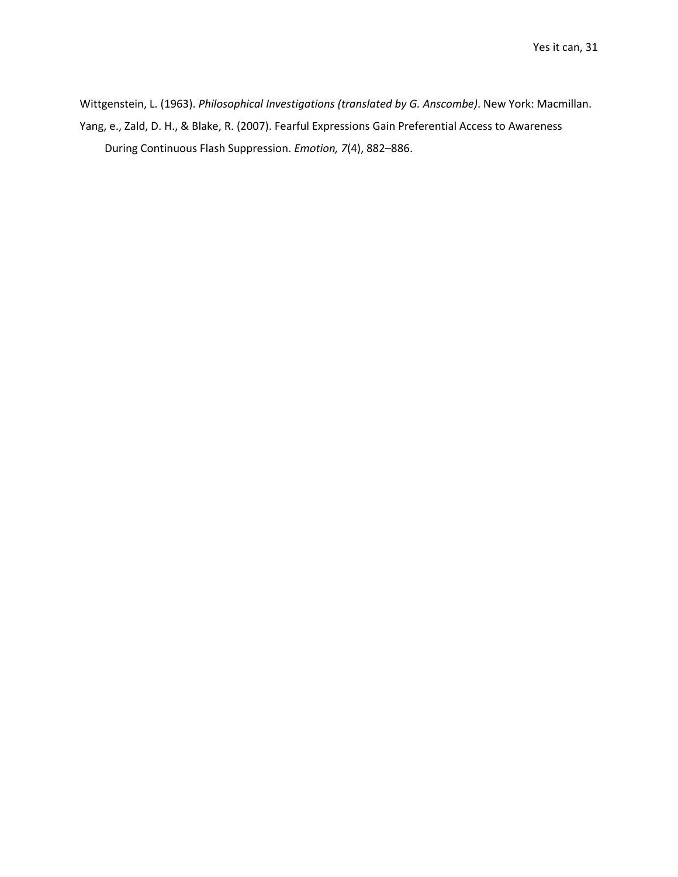Wittgenstein, L. (1963). *Philosophical Investigations (translated by G. Anscombe)*. New York: Macmillan.

Yang, e., Zald, D. H., & Blake, R. (2007). Fearful Expressions Gain Preferential Access to Awareness During Continuous Flash Suppression. *Emotion, 7*(4), 882–886.